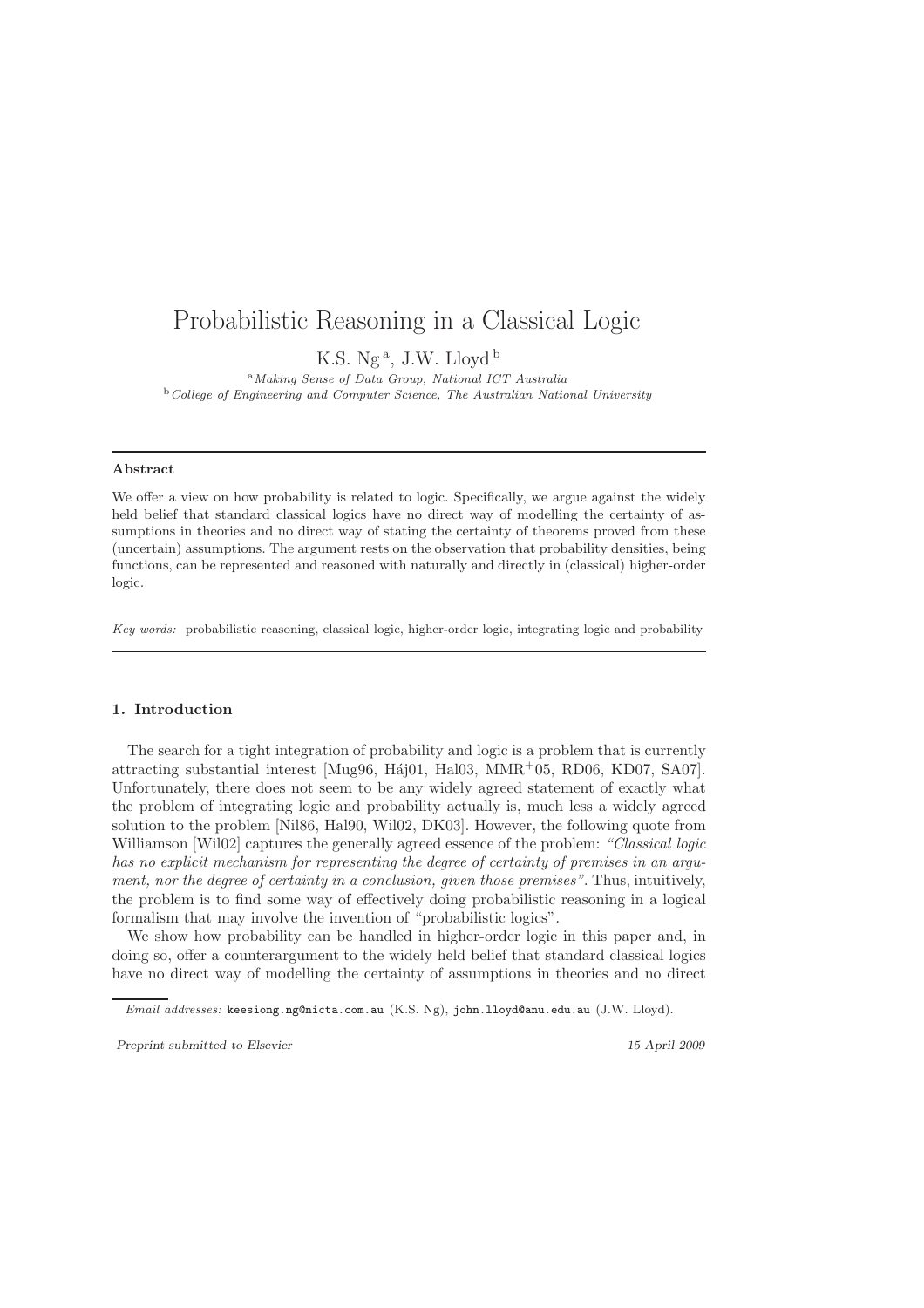# Probabilistic Reasoning in a Classical Logic

K.S. Ng [a], J.W. Lloyd [b]

[a] *Making Sense of Data Group, National ICT Australia*
[b] *College of Engineering and Computer Science, The Australian National University*

## Abstract

We offer a view on how probability is related to logic. Specifically, we argue against the widely held belief that standard classical logics have no direct way of modelling the certainty of assumptions in theories and no direct way of stating the certainty of theorems proved from these (uncertain) assumptions. The argument rests on the observation that probability densities, being functions, can be represented and reasoned with naturally and directly in (classical) higher-order logic.

*Key words:* probabilistic reasoning, classical logic, higher-order logic, integrating logic and probability

## 1. Introduction

The search for a tight integration of probability and logic is a problem that is currently attracting substantial interest [Mug96, Háj01, Hal03, MMR+05, RD06, KD07, SA07]. Unfortunately, there does not seem to be any widely agreed statement of exactly what the problem of integrating logic and probability actually is, much less a widely agreed solution to the problem [Nil86, Hal90, Wil02, DK03]. However, the following quote from Williamson [Wil02] captures the generally agreed essence of the problem: *"Classical logic has no explicit mechanism for representing the degree of certainty of premises in an argument, nor the degree of certainty in a conclusion, given those premises"*. Thus, intuitively, the problem is to find some way of effectively doing probabilistic reasoning in a logical formalism that may involve the invention of "probabilistic logics".

We show how probability can be handled in higher-order logic in this paper and, in doing so, offer a counterargument to the widely held belief that standard classical logics have no direct way of modelling the certainty of assumptions in theories and no direct

*Email addresses:* keesiong.ng@nicta.com.au (K.S. Ng), john.lloyd@anu.edu.au (J.W. Lloyd).

*Preprint submitted to Elsevier* 15 April 2009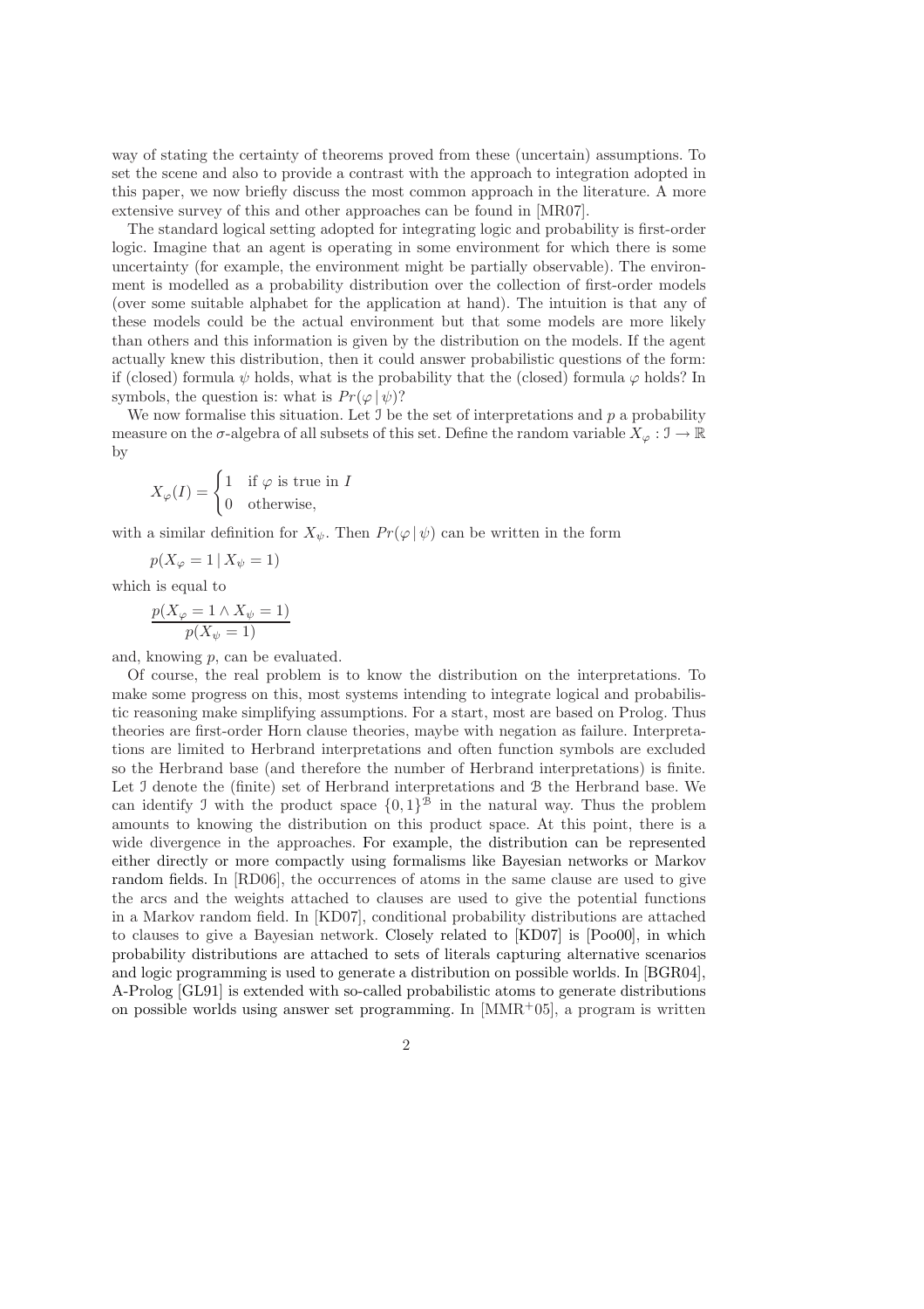way of stating the certainty of theorems proved from these (uncertain) assumptions. To set the scene and also to provide a contrast with the approach to integration adopted in this paper, we now briefly discuss the most common approach in the literature. A more extensive survey of this and other approaches can be found in [MR07].

The standard logical setting adopted for integrating logic and probability is first-order logic. Imagine that an agent is operating in some environment for which there is some uncertainty (for example, the environment might be partially observable). The environment is modelled as a probability distribution over the collection of first-order models (over some suitable alphabet for the application at hand). The intuition is that any of these models could be the actual environment but that some models are more likely than others and this information is given by the distribution on the models. If the agent actually knew this distribution, then it could answer probabilistic questions of the form: if (closed) formula $\psi$ holds, what is the probability that the (closed) formula $\varphi$ holds? In symbols, the question is: what is $Pr(\varphi \,|\, \psi)$?

We now formalise this situation. Let $\mathfrak{I}$ be the set of interpretations and $p$ a probability measure on the $\sigma$-algebra of all subsets of this set. Define the random variable $X_\varphi : \mathfrak{I} \to \mathbb{R}$ by

$$X_\varphi(I) = \begin{cases} 1 & \text{if } \varphi \text{ is true in } I \\ 0 & \text{otherwise,} \end{cases}$$

with a similar definition for $X_\psi$. Then $Pr(\varphi \,|\, \psi)$ can be written in the form

$$p(X_\varphi = 1 \,|\, X_\psi = 1)$$

which is equal to

$$\frac{p(X_\varphi = 1 \wedge X_\psi = 1)}{p(X_\psi = 1)}$$

and, knowing $p$, can be evaluated.

Of course, the real problem is to know the distribution on the interpretations. To make some progress on this, most systems intending to integrate logical and probabilistic reasoning make simplifying assumptions. For a start, most are based on Prolog. Thus theories are first-order Horn clause theories, maybe with negation as failure. Interpretations are limited to Herbrand interpretations and often function symbols are excluded so the Herbrand base (and therefore the number of Herbrand interpretations) is finite. Let $\mathfrak{I}$ denote the (finite) set of Herbrand interpretations and $\mathfrak{B}$ the Herbrand base. We can identify $\mathfrak{I}$ with the product space $\{0,1\}^{\mathfrak{B}}$ in the natural way. Thus the problem amounts to knowing the distribution on this product space. At this point, there is a wide divergence in the approaches. For example, the distribution can be represented either directly or more compactly using formalisms like Bayesian networks or Markov random fields. In [RD06], the occurrences of atoms in the same clause are used to give the arcs and the weights attached to clauses are used to give the potential functions in a Markov random field. In [KD07], conditional probability distributions are attached to clauses to give a Bayesian network. Closely related to [KD07] is [Poo00], in which probability distributions are attached to sets of literals capturing alternative scenarios and logic programming is used to generate a distribution on possible worlds. In [BGR04], A-Prolog [GL91] is extended with so-called probabilistic atoms to generate distributions on possible worlds using answer set programming. In [MMR+05], a program is written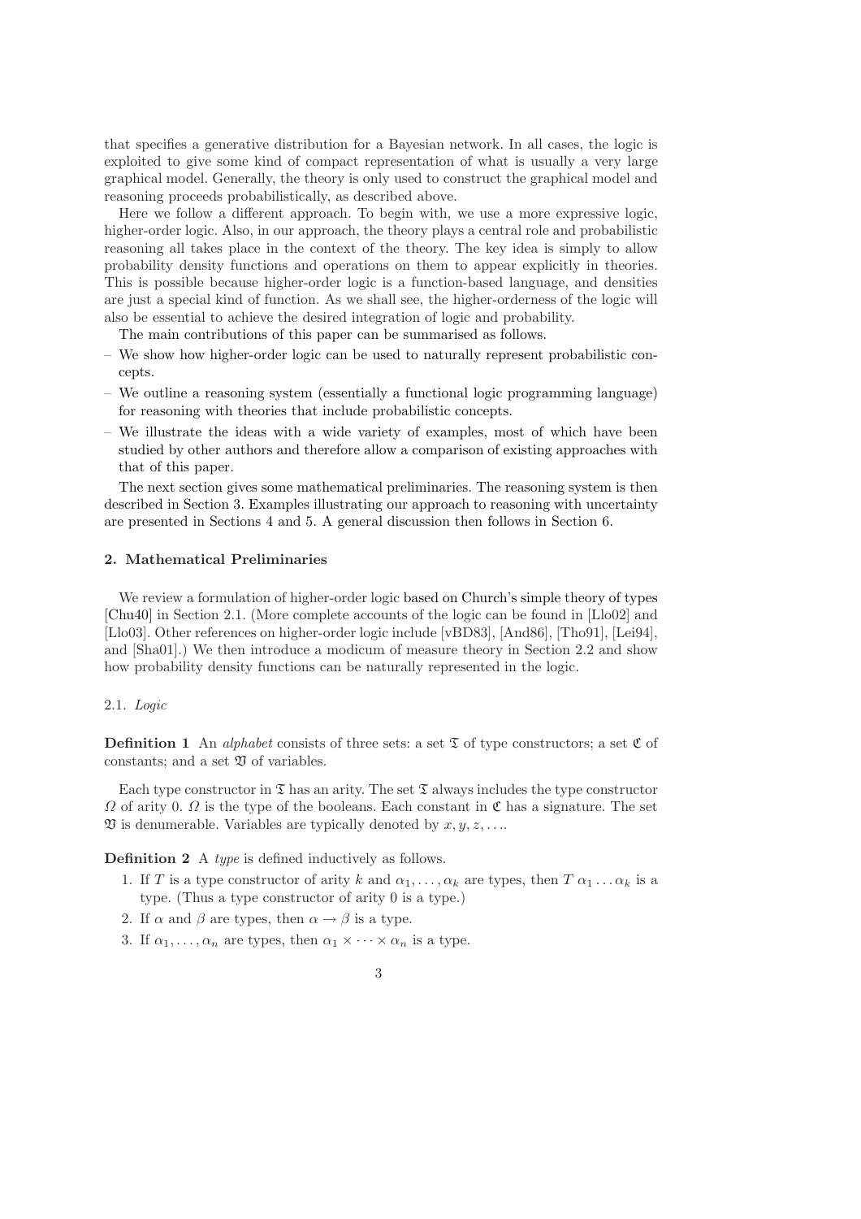that specifies a generative distribution for a Bayesian network. In all cases, the logic is exploited to give some kind of compact representation of what is usually a very large graphical model. Generally, the theory is only used to construct the graphical model and reasoning proceeds probabilistically, as described above.

Here we follow a different approach. To begin with, we use a more expressive logic, higher-order logic. Also, in our approach, the theory plays a central role and probabilistic reasoning all takes place in the context of the theory. The key idea is simply to allow probability density functions and operations on them to appear explicitly in theories. This is possible because higher-order logic is a function-based language, and densities are just a special kind of function. As we shall see, the higher-orderness of the logic will also be essential to achieve the desired integration of logic and probability.

The main contributions of this paper can be summarised as follows.

- We show how higher-order logic can be used to naturally represent probabilistic concepts.
- We outline a reasoning system (essentially a functional logic programming language) for reasoning with theories that include probabilistic concepts.
- We illustrate the ideas with a wide variety of examples, most of which have been studied by other authors and therefore allow a comparison of existing approaches with that of this paper.

The next section gives some mathematical preliminaries. The reasoning system is then described in Section 3. Examples illustrating our approach to reasoning with uncertainty are presented in Sections 4 and 5. A general discussion then follows in Section 6.

## 2. Mathematical Preliminaries

We review a formulation of higher-order logic based on Church's simple theory of types [Chu40] in Section 2.1. (More complete accounts of the logic can be found in [Llo02] and [Llo03]. Other references on higher-order logic include [vBD83], [And86], [Tho91], [Lei94], and [Sha01].) We then introduce a modicum of measure theory in Section 2.2 and show how probability density functions can be naturally represented in the logic.

### 2.1. *Logic*

**Definition 1** An *alphabet* consists of three sets: a set $\mathfrak{T}$ of type constructors; a set $\mathfrak{C}$ of constants; and a set $\mathfrak{V}$ of variables.

Each type constructor in $\mathfrak{T}$ has an arity. The set $\mathfrak{T}$ always includes the type constructor $\Omega$ of arity 0. $\Omega$ is the type of the booleans. Each constant in $\mathfrak{C}$ has a signature. The set $\mathfrak{V}$ is denumerable. Variables are typically denoted by $x, y, z, \ldots$.

**Definition 2** A *type* is defined inductively as follows.

1. If $T$ is a type constructor of arity $k$ and $\alpha_1, \ldots, \alpha_k$ are types, then $T\ \alpha_1 \ldots \alpha_k$ is a type. (Thus a type constructor of arity 0 is a type.)
2. If $\alpha$ and $\beta$ are types, then $\alpha \to \beta$ is a type.
3. If $\alpha_1, \ldots, \alpha_n$ are types, then $\alpha_1 \times \cdots \times \alpha_n$ is a type.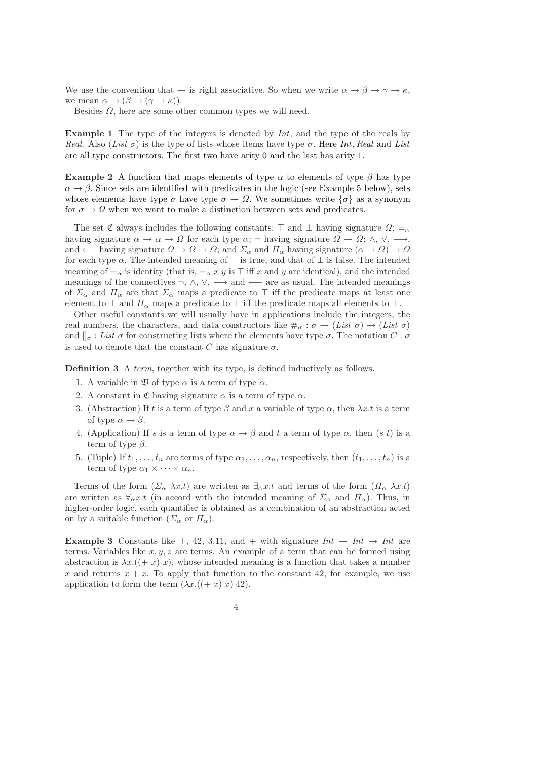We use the convention that $\rightarrow$ is right associative. So when we write $\alpha \rightarrow \beta \rightarrow \gamma \rightarrow \kappa$, we mean $\alpha \rightarrow (\beta \rightarrow (\gamma \rightarrow \kappa))$.

Besides $\Omega$, here are some other common types we will need.

**Example 1** The type of the integers is denoted by *Int*, and the type of the reals by *Real*. Also $(List\ \sigma)$ is the type of lists whose items have type $\sigma$. Here *Int*, *Real* and *List* are all type constructors. The first two have arity 0 and the last has arity 1.

**Example 2** A function that maps elements of type $\alpha$ to elements of type $\beta$ has type $\alpha \rightarrow \beta$. Since sets are identified with predicates in the logic (see Example 5 below), sets whose elements have type $\sigma$ have type $\sigma \rightarrow \Omega$. We sometimes write $\{\sigma\}$ as a synonym for $\sigma \rightarrow \Omega$ when we want to make a distinction between sets and predicates.

The set $\mathfrak{C}$ always includes the following constants: $\top$ and $\bot$ having signature $\Omega$; $=_\alpha$ having signature $\alpha \rightarrow \alpha \rightarrow \Omega$ for each type $\alpha$; $\neg$ having signature $\Omega \rightarrow \Omega$; $\wedge$, $\vee$, $\longrightarrow$, and $\longleftarrow$ having signature $\Omega \rightarrow \Omega \rightarrow \Omega$; and $\Sigma_\alpha$ and $\Pi_\alpha$ having signature $(\alpha \rightarrow \Omega) \rightarrow \Omega$ for each type $\alpha$. The intended meaning of $\top$ is true, and that of $\bot$ is false. The intended meaning of $=_\alpha$ is identity (that is, $=_\alpha x\ y$ is $\top$ iff $x$ and $y$ are identical), and the intended meanings of the connectives $\neg$, $\wedge$, $\vee$, $\longrightarrow$ and $\longleftarrow$ are as usual. The intended meanings of $\Sigma_\alpha$ and $\Pi_\alpha$ are that $\Sigma_\alpha$ maps a predicate to $\top$ iff the predicate maps at least one element to $\top$ and $\Pi_\alpha$ maps a predicate to $\top$ iff the predicate maps all elements to $\top$.

Other useful constants we will usually have in applications include the integers, the real numbers, the characters, and data constructors like $\#_\sigma : \sigma \rightarrow (List\ \sigma) \rightarrow (List\ \sigma)$ and $[]_\sigma : List\ \sigma$ for constructing lists where the elements have type $\sigma$. The notation $C : \sigma$ is used to denote that the constant $C$ has signature $\sigma$.

**Definition 3** A *term*, together with its type, is defined inductively as follows.

1. A variable in $\mathfrak{V}$ of type $\alpha$ is a term of type $\alpha$.
2. A constant in $\mathfrak{C}$ having signature $\alpha$ is a term of type $\alpha$.
3. (Abstraction) If $t$ is a term of type $\beta$ and $x$ a variable of type $\alpha$, then $\lambda x.t$ is a term of type $\alpha \rightarrow \beta$.
4. (Application) If $s$ is a term of type $\alpha \rightarrow \beta$ and $t$ a term of type $\alpha$, then $(s\ t)$ is a term of type $\beta$.
5. (Tuple) If $t_1, \ldots, t_n$ are terms of type $\alpha_1, \ldots, \alpha_n$, respectively, then $(t_1, \ldots, t_n)$ is a term of type $\alpha_1 \times \cdots \times \alpha_n$.

Terms of the form $(\Sigma_\alpha\ \lambda x.t)$ are written as $\exists_\alpha x.t$ and terms of the form $(\Pi_\alpha\ \lambda x.t)$ are written as $\forall_\alpha x.t$ (in accord with the intended meaning of $\Sigma_\alpha$ and $\Pi_\alpha$). Thus, in higher-order logic, each quantifier is obtained as a combination of an abstraction acted on by a suitable function ($\Sigma_\alpha$ or $\Pi_\alpha$).

**Example 3** Constants like $\top$, 42, 3.11, and $+$ with signature $Int \rightarrow Int \rightarrow Int$ are terms. Variables like $x, y, z$ are terms. An example of a term that can be formed using abstraction is $\lambda x.((+\ x)\ x)$, whose intended meaning is a function that takes a number $x$ and returns $x + x$. To apply that function to the constant 42, for example, we use application to form the term $(\lambda x.((+\ x)\ x)\ 42)$.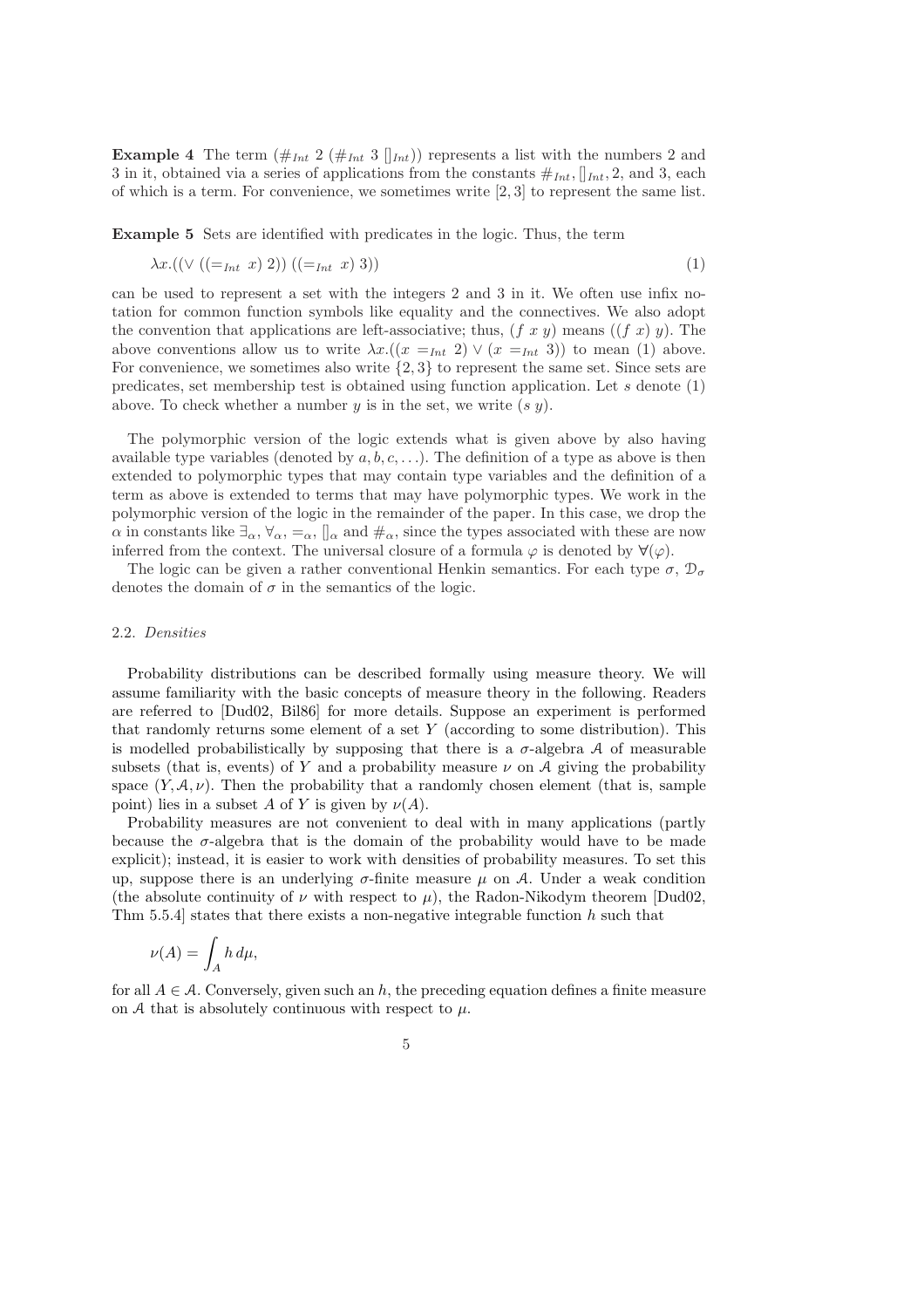**Example 4** The term $(\#_{Int}\ 2\ (\#_{Int}\ 3\ []_{Int}))$ represents a list with the numbers 2 and 3 in it, obtained via a series of applications from the constants $\#_{Int}$, $[]_{Int}$, 2, and 3, each of which is a term. For convenience, we sometimes write $[2, 3]$ to represent the same list.

**Example 5** Sets are identified with predicates in the logic. Thus, the term

$$\lambda x.((\vee\ ((=_{Int}\ x)\ 2))\ ((=_{Int}\ x)\ 3)) \tag{1}$$

can be used to represent a set with the integers 2 and 3 in it. We often use infix notation for common function symbols like equality and the connectives. We also adopt the convention that applications are left-associative; thus, $(f\ x\ y)$ means $((f\ x)\ y)$. The above conventions allow us to write $\lambda x.((x =_{Int} 2) \vee (x =_{Int} 3))$ to mean (1) above. For convenience, we sometimes also write $\{2, 3\}$ to represent the same set. Since sets are predicates, set membership test is obtained using function application. Let $s$ denote (1) above. To check whether a number $y$ is in the set, we write $(s\ y)$.

The polymorphic version of the logic extends what is given above by also having available type variables (denoted by $a, b, c, \ldots$). The definition of a type as above is then extended to polymorphic types that may contain type variables and the definition of a term as above is extended to terms that may have polymorphic types. We work in the polymorphic version of the logic in the remainder of the paper. In this case, we drop the $\alpha$ in constants like $\exists_\alpha$, $\forall_\alpha$, $=_\alpha$, $[]_\alpha$ and $\#_\alpha$, since the types associated with these are now inferred from the context. The universal closure of a formula $\varphi$ is denoted by $\forall(\varphi)$.

The logic can be given a rather conventional Henkin semantics. For each type $\sigma$, $\mathcal{D}_\sigma$ denotes the domain of $\sigma$ in the semantics of the logic.

### 2.2. *Densities*

Probability distributions can be described formally using measure theory. We will assume familiarity with the basic concepts of measure theory in the following. Readers are referred to [Dud02, Bil86] for more details. Suppose an experiment is performed that randomly returns some element of a set $Y$ (according to some distribution). This is modelled probabilistically by supposing that there is a $\sigma$-algebra $\mathcal{A}$ of measurable subsets (that is, events) of $Y$ and a probability measure $\nu$ on $\mathcal{A}$ giving the probability space $(Y, \mathcal{A}, \nu)$. Then the probability that a randomly chosen element (that is, sample point) lies in a subset $A$ of $Y$ is given by $\nu(A)$.

Probability measures are not convenient to deal with in many applications (partly because the $\sigma$-algebra that is the domain of the probability would have to be made explicit); instead, it is easier to work with densities of probability measures. To set this up, suppose there is an underlying $\sigma$-finite measure $\mu$ on $\mathcal{A}$. Under a weak condition (the absolute continuity of $\nu$ with respect to $\mu$), the Radon-Nikodym theorem [Dud02, Thm 5.5.4] states that there exists a non-negative integrable function $h$ such that

$$\nu(A) = \int_A h\, d\mu,$$

for all $A \in \mathcal{A}$. Conversely, given such an $h$, the preceding equation defines a finite measure on $\mathcal{A}$ that is absolutely continuous with respect to $\mu$.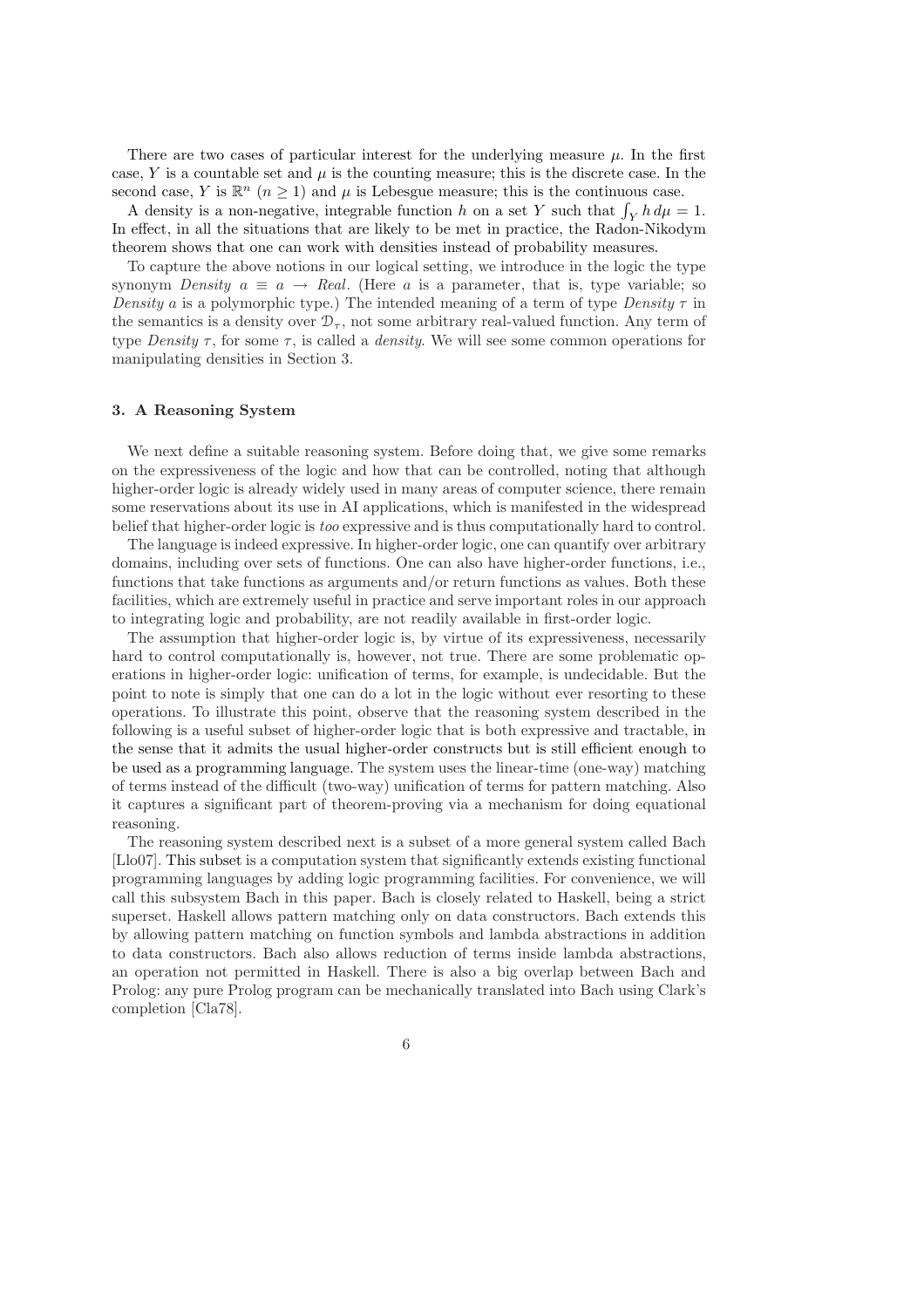There are two cases of particular interest for the underlying measure $\mu$. In the first case, $Y$ is a countable set and $\mu$ is the counting measure; this is the discrete case. In the second case, $Y$ is $\mathbb{R}^n$ ($n \geq 1$) and $\mu$ is Lebesgue measure; this is the continuous case.

A density is a non-negative, integrable function $h$ on a set $Y$ such that $\int_Y h\, d\mu = 1$. In effect, in all the situations that are likely to be met in practice, the Radon-Nikodym theorem shows that one can work with densities instead of probability measures.

To capture the above notions in our logical setting, we introduce in the logic the type synonym $\mathit{Density}\ a \equiv a \rightarrow \mathit{Real}$. (Here $a$ is a parameter, that is, type variable; so *Density* $a$ is a polymorphic type.) The intended meaning of a term of type *Density* $\tau$ in the semantics is a density over $\mathcal{D}_\tau$, not some arbitrary real-valued function. Any term of type *Density* $\tau$, for some $\tau$, is called a *density*. We will see some common operations for manipulating densities in Section 3.

## 3. A Reasoning System

We next define a suitable reasoning system. Before doing that, we give some remarks on the expressiveness of the logic and how that can be controlled, noting that although higher-order logic is already widely used in many areas of computer science, there remain some reservations about its use in AI applications, which is manifested in the widespread belief that higher-order logic is *too* expressive and is thus computationally hard to control.

The language is indeed expressive. In higher-order logic, one can quantify over arbitrary domains, including over sets of functions. One can also have higher-order functions, i.e., functions that take functions as arguments and/or return functions as values. Both these facilities, which are extremely useful in practice and serve important roles in our approach to integrating logic and probability, are not readily available in first-order logic.

The assumption that higher-order logic is, by virtue of its expressiveness, necessarily hard to control computationally is, however, not true. There are some problematic operations in higher-order logic: unification of terms, for example, is undecidable. But the point to note is simply that one can do a lot in the logic without ever resorting to these operations. To illustrate this point, observe that the reasoning system described in the following is a useful subset of higher-order logic that is both expressive and tractable, in the sense that it admits the usual higher-order constructs but is still efficient enough to be used as a programming language. The system uses the linear-time (one-way) matching of terms instead of the difficult (two-way) unification of terms for pattern matching. Also it captures a significant part of theorem-proving via a mechanism for doing equational reasoning.

The reasoning system described next is a subset of a more general system called Bach [Llo07]. This subset is a computation system that significantly extends existing functional programming languages by adding logic programming facilities. For convenience, we will call this subsystem Bach in this paper. Bach is closely related to Haskell, being a strict superset. Haskell allows pattern matching only on data constructors. Bach extends this by allowing pattern matching on function symbols and lambda abstractions in addition to data constructors. Bach also allows reduction of terms inside lambda abstractions, an operation not permitted in Haskell. There is also a big overlap between Bach and Prolog: any pure Prolog program can be mechanically translated into Bach using Clark's completion [Cla78].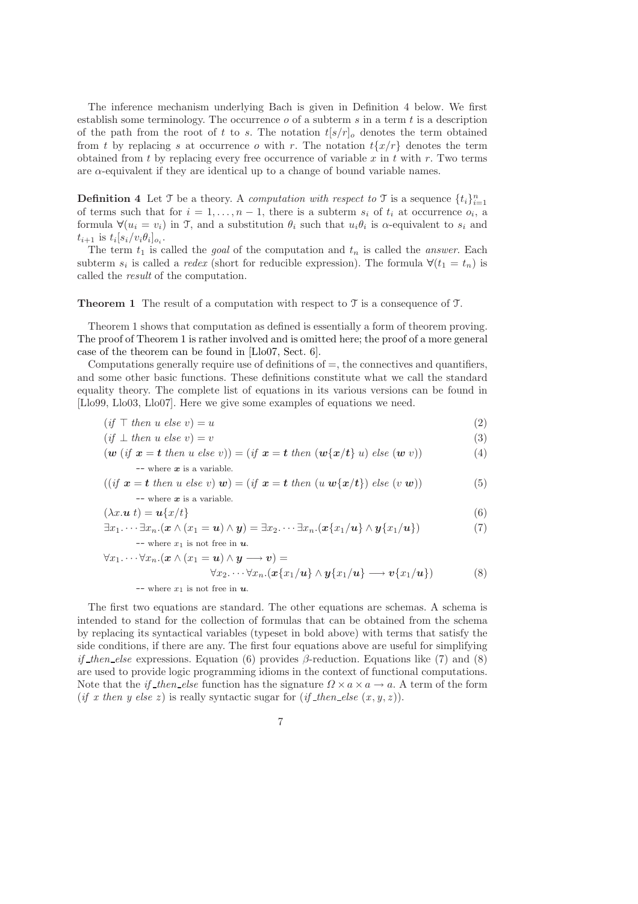The inference mechanism underlying Bach is given in Definition 4 below. We first establish some terminology. The occurrence $o$ of a subterm $s$ in a term $t$ is a description of the path from the root of $t$ to $s$. The notation $t[s/r]_o$ denotes the term obtained from $t$ by replacing $s$ at occurrence $o$ with $r$. The notation $t\{x/r\}$ denotes the term obtained from $t$ by replacing every free occurrence of variable $x$ in $t$ with $r$. Two terms are $\alpha$-equivalent if they are identical up to a change of bound variable names.

**Definition 4** Let $\mathcal{T}$ be a theory. A *computation with respect to* $\mathcal{T}$ is a sequence $\{t_i\}_{i=1}^n$ of terms such that for $i = 1, \ldots, n-1$, there is a subterm $s_i$ of $t_i$ at occurrence $o_i$, a formula $\forall(u_i = v_i)$ in $\mathcal{T}$, and a substitution $\theta_i$ such that $u_i\theta_i$ is $\alpha$-equivalent to $s_i$ and $t_{i+1}$ is $t_i[s_i/v_i\theta_i]_{o_i}$.

The term $t_1$ is called the *goal* of the computation and $t_n$ is called the *answer*. Each subterm $s_i$ is called a *redex* (short for reducible expression). The formula $\forall(t_1 = t_n)$ is called the *result* of the computation.

**Theorem 1** The result of a computation with respect to $\mathcal{T}$ is a consequence of $\mathcal{T}$.

Theorem 1 shows that computation as defined is essentially a form of theorem proving. The proof of Theorem 1 is rather involved and is omitted here; the proof of a more general case of the theorem can be found in [Llo07, Sect. 6].

Computations generally require use of definitions of $=$, the connectives and quantifiers, and some other basic functions. These definitions constitute what we call the standard equality theory. The complete list of equations in its various versions can be found in [Llo99, Llo03, Llo07]. Here we give some examples of equations we need.

$$(\mathit{if}\ \top\ \mathit{then}\ u\ \mathit{else}\ v) = u \tag{2}$$

$$(\mathit{if}\ \bot\ \mathit{then}\ u\ \mathit{else}\ v) = v \tag{3}$$

$$(\boldsymbol{w}\ (\mathit{if}\ \boldsymbol{x} = \boldsymbol{t}\ \mathit{then}\ u\ \mathit{else}\ v)) = (\mathit{if}\ \boldsymbol{x} = \boldsymbol{t}\ \mathit{then}\ (\boldsymbol{w}\{\boldsymbol{x}/\boldsymbol{t}\}\ u)\ \mathit{else}\ (\boldsymbol{w}\ v)) \tag{4}$$

-- where $\boldsymbol{x}$ is a variable.

$$((\mathit{if}\ \boldsymbol{x} = \boldsymbol{t}\ \mathit{then}\ u\ \mathit{else}\ v)\ \boldsymbol{w}) = (\mathit{if}\ \boldsymbol{x} = \boldsymbol{t}\ \mathit{then}\ (u\ \boldsymbol{w}\{\boldsymbol{x}/\boldsymbol{t}\})\ \mathit{else}\ (v\ \boldsymbol{w})) \tag{5}$$

-- where $\boldsymbol{x}$ is a variable.

$$(\lambda x.\boldsymbol{u}\ t) = \boldsymbol{u}\{x/t\} \tag{6}$$

$$\exists x_1.\cdots\exists x_n.(\boldsymbol{x} \wedge (x_1 = \boldsymbol{u}) \wedge \boldsymbol{y}) = \exists x_2.\cdots\exists x_n.(\boldsymbol{x}\{x_1/\boldsymbol{u}\} \wedge \boldsymbol{y}\{x_1/\boldsymbol{u}\}) \tag{7}$$

-- where $x_1$ is not free in $\boldsymbol{u}$.

$$\forall x_1.\cdots\forall x_n.(\boldsymbol{x} \wedge (x_1 = \boldsymbol{u}) \wedge \boldsymbol{y} \longrightarrow \boldsymbol{v}) = \forall x_2.\cdots\forall x_n.(\boldsymbol{x}\{x_1/\boldsymbol{u}\} \wedge \boldsymbol{y}\{x_1/\boldsymbol{u}\} \longrightarrow \boldsymbol{v}\{x_1/\boldsymbol{u}\}) \tag{8}$$

-- where $x_1$ is not free in $\boldsymbol{u}$.

The first two equations are standard. The other equations are schemas. A schema is intended to stand for the collection of formulas that can be obtained from the schema by replacing its syntactical variables (typeset in bold above) with terms that satisfy the side conditions, if there are any. The first four equations above are useful for simplifying *if_then_else* expressions. Equation (6) provides $\beta$-reduction. Equations like (7) and (8) are used to provide logic programming idioms in the context of functional computations. Note that the *if_then_else* function has the signature $\Omega \times a \times a \to a$. A term of the form $(\mathit{if}\ x\ \mathit{then}\ y\ \mathit{else}\ z)$ is really syntactic sugar for $(\mathit{if\_then\_else}\ (x, y, z))$.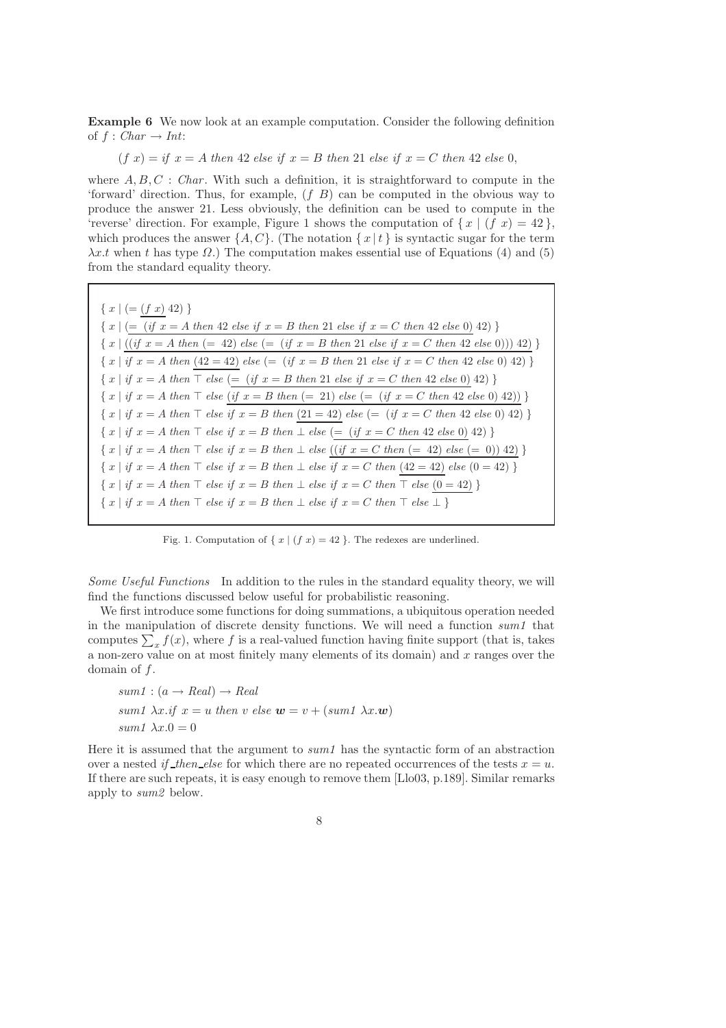**Example 6** We now look at an example computation. Consider the following definition of $f : Char \rightarrow Int$:

$$(f\ x) = if\ x = A\ then\ 42\ else\ if\ x = B\ then\ 21\ else\ if\ x = C\ then\ 42\ else\ 0,$$

where $A, B, C : Char$. With such a definition, it is straightforward to compute in the 'forward' direction. Thus, for example, $(f\ B)$ can be computed in the obvious way to produce the answer 21. Less obviously, the definition can be used to compute in the 'reverse' direction. For example, Figure 1 shows the computation of $\{ x \mid (f\ x) = 42 \}$, which produces the answer $\{A, C\}$. (The notation $\{ x \mid t \}$ is syntactic sugar for the term $\lambda x.t$ when $t$ has type $\Omega$.) The computation makes essential use of Equations (4) and (5) from the standard equality theory.

$$\{ x \mid (=\ \underline{(f\ x)}\ 42) \}$$
$$\{ x \mid \underline{(=\ (if\ x = A\ then\ 42\ else\ if\ x = B\ then\ 21\ else\ if\ x = C\ then\ 42\ else\ 0)}\ 42) \}$$
$$\{ x \mid \underline{((if\ x = A\ then\ (=\ 42)\ else\ (=\ (if\ x = B\ then\ 21\ else\ if\ x = C\ then\ 42\ else\ 0)))\ 42)} \}$$
$$\{ x \mid if\ x = A\ then\ \underline{(42 = 42)}\ else\ (=\ (if\ x = B\ then\ 21\ else\ if\ x = C\ then\ 42\ else\ 0)\ 42) \}$$
$$\{ x \mid if\ x = A\ then\ \top\ else\ \underline{(=\ (if\ x = B\ then\ 21\ else\ if\ x = C\ then\ 42\ else\ 0)}\ 42) \}$$
$$\{ x \mid if\ x = A\ then\ \top\ else\ \underline{(if\ x = B\ then\ (=\ 21)\ else\ (=\ (if\ x = C\ then\ 42\ else\ 0)\ 42))} \}$$
$$\{ x \mid if\ x = A\ then\ \top\ else\ if\ x = B\ then\ \underline{(21 = 42)}\ else\ (=\ (if\ x = C\ then\ 42\ else\ 0)\ 42) \}$$
$$\{ x \mid if\ x = A\ then\ \top\ else\ if\ x = B\ then\ \bot\ else\ \underline{(=\ (if\ x = C\ then\ 42\ else\ 0)}\ 42) \}$$
$$\{ x \mid if\ x = A\ then\ \top\ else\ if\ x = B\ then\ \bot\ else\ \underline{((if\ x = C\ then\ (=\ 42)\ else\ (=\ 0))\ 42)} \}$$
$$\{ x \mid if\ x = A\ then\ \top\ else\ if\ x = B\ then\ \bot\ else\ if\ x = C\ then\ \underline{(42 = 42)}\ else\ (0 = 42) \}$$
$$\{ x \mid if\ x = A\ then\ \top\ else\ if\ x = B\ then\ \bot\ else\ if\ x = C\ then\ \top\ else\ \underline{(0 = 42)} \}$$
$$\{ x \mid if\ x = A\ then\ \top\ else\ if\ x = B\ then\ \bot\ else\ if\ x = C\ then\ \top\ else\ \bot \}$$

Fig. 1. Computation of $\{ x \mid (f\ x) = 42 \}$. The redexes are underlined.

*Some Useful Functions* In addition to the rules in the standard equality theory, we will find the functions discussed below useful for probabilistic reasoning.

We first introduce some functions for doing summations, a ubiquitous operation needed in the manipulation of discrete density functions. We will need a function *sum1* that computes $\sum_x f(x)$, where $f$ is a real-valued function having finite support (that is, takes a non-zero value on at most finitely many elements of its domain) and $x$ ranges over the domain of $f$.

$$sum1 : (a \rightarrow Real) \rightarrow Real$$
$$sum1\ \lambda x.if\ x = u\ then\ v\ else\ \boldsymbol{w} = v + (sum1\ \lambda x.\boldsymbol{w})$$
$$sum1\ \lambda x.0 = 0$$

Here it is assumed that the argument to *sum1* has the syntactic form of an abstraction over a nested *if_then_else* for which there are no repeated occurrences of the tests $x = u$. If there are such repeats, it is easy enough to remove them [Llo03, p.189]. Similar remarks apply to *sum2* below.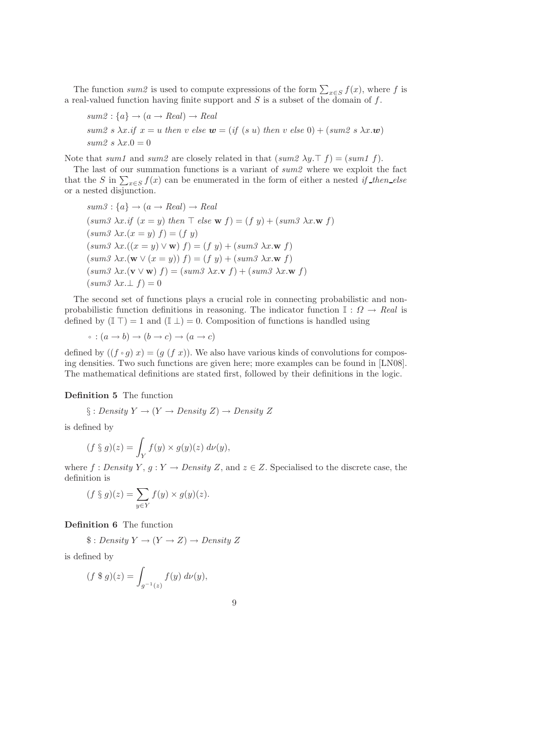The function *sum2* is used to compute expressions of the form $\sum_{x \in S} f(x)$, where $f$ is a real-valued function having finite support and $S$ is a subset of the domain of $f$.

$$sum2 : \{a\} \rightarrow (a \rightarrow Real) \rightarrow Real$$

$$sum2\ s\ \lambda x.if\ x = u\ then\ v\ else\ \boldsymbol{w} = (if\ (s\ u)\ then\ v\ else\ 0) + (sum2\ s\ \lambda x.\boldsymbol{w})$$

$$sum2\ s\ \lambda x.0 = 0$$

Note that *sum1* and *sum2* are closely related in that $(sum2\ \lambda y.\top\ f) = (sum1\ f)$.

The last of our summation functions is a variant of *sum2* where we exploit the fact that the $S$ in $\sum_{x \in S} f(x)$ can be enumerated in the form of either a nested *if\_then\_else* or a nested disjunction.

$$sum3 : \{a\} \rightarrow (a \rightarrow Real) \rightarrow Real$$

$$(sum3\ \lambda x.if\ (x = y)\ then\ \top\ else\ \mathbf{w}\ f) = (f\ y) + (sum3\ \lambda x.\mathbf{w}\ f)$$

$$(sum3\ \lambda x.(x = y)\ f) = (f\ y)$$

$$(sum3\ \lambda x.((x = y) \vee \mathbf{w})\ f) = (f\ y) + (sum3\ \lambda x.\mathbf{w}\ f)$$

$$(sum3\ \lambda x.(\mathbf{w} \vee (x = y))\ f) = (f\ y) + (sum3\ \lambda x.\mathbf{w}\ f)$$

$$(sum3\ \lambda x.(\mathbf{v} \vee \mathbf{w})\ f) = (sum3\ \lambda x.\mathbf{v}\ f) + (sum3\ \lambda x.\mathbf{w}\ f)$$

$$(sum3\ \lambda x.\bot\ f) = 0$$

The second set of functions plays a crucial role in connecting probabilistic and non-probabilistic function definitions in reasoning. The indicator function $\mathbb{I} : \Omega \rightarrow Real$ is defined by $(\mathbb{I}\ \top) = 1$ and $(\mathbb{I}\ \bot) = 0$. Composition of functions is handled using

$$\circ : (a \rightarrow b) \rightarrow (b \rightarrow c) \rightarrow (a \rightarrow c)$$

defined by $((f \circ g)\ x) = (g\ (f\ x))$. We also have various kinds of convolutions for composing densities. Two such functions are given here; more examples can be found in [LN08]. The mathematical definitions are stated first, followed by their definitions in the logic.

**Definition 5** The function

$$\S : Density\ Y \rightarrow (Y \rightarrow Density\ Z) \rightarrow Density\ Z$$

is defined by

$$(f \S g)(z) = \int_Y f(y) \times g(y)(z)\ d\nu(y),$$

where $f : Density\ Y$, $g : Y \rightarrow Density\ Z$, and $z \in Z$. Specialised to the discrete case, the definition is

$$(f \S g)(z) = \sum_{y \in Y} f(y) \times g(y)(z).$$

**Definition 6** The function

$$\$ : Density\ Y \rightarrow (Y \rightarrow Z) \rightarrow Density\ Z$$

is defined by

$$(f\ \$\ g)(z) = \int_{g^{-1}(z)} f(y)\ d\nu(y),$$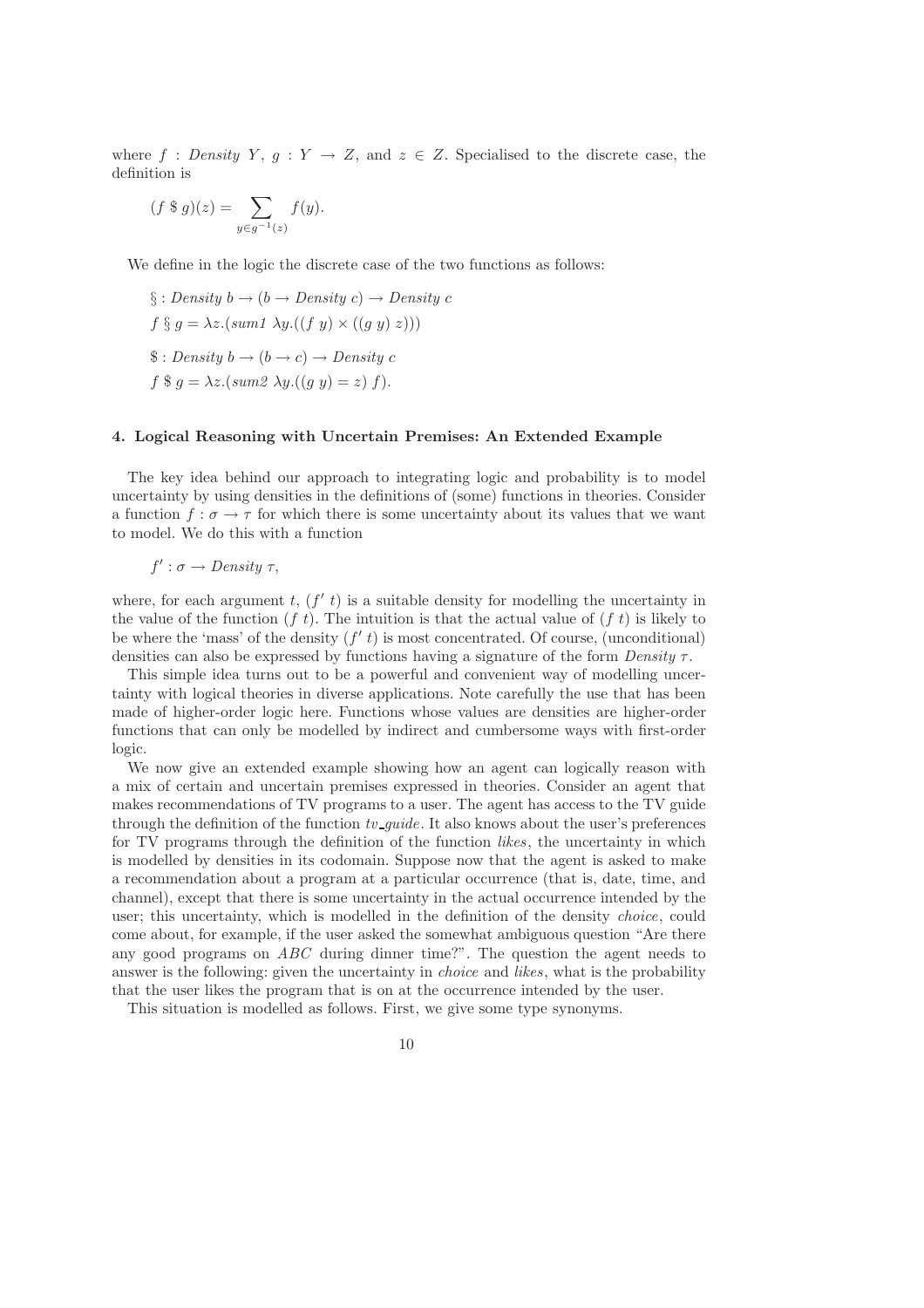where $f : \mathit{Density}\ Y$, $g : Y \rightarrow Z$, and $z \in Z$. Specialised to the discrete case, the definition is

$$(f \ \$ \ g)(z) = \sum_{y \in g^{-1}(z)} f(y).$$

We define in the logic the discrete case of the two functions as follows:

$$\S : \mathit{Density}\ b \rightarrow (b \rightarrow \mathit{Density}\ c) \rightarrow \mathit{Density}\ c$$

$$f \ \S \ g = \lambda z.(\mathit{sum1}\ \lambda y.((f\ y) \times ((g\ y)\ z)))$$

$$\$ : \mathit{Density}\ b \rightarrow (b \rightarrow c) \rightarrow \mathit{Density}\ c$$

$$f \ \$ \ g = \lambda z.(\mathit{sum2}\ \lambda y.((g\ y) = z)\ f).$$

## 4. Logical Reasoning with Uncertain Premises: An Extended Example

The key idea behind our approach to integrating logic and probability is to model uncertainty by using densities in the definitions of (some) functions in theories. Consider a function $f : \sigma \rightarrow \tau$ for which there is some uncertainty about its values that we want to model. We do this with a function

$$f' : \sigma \rightarrow \mathit{Density}\ \tau,$$

where, for each argument $t$, $(f'\ t)$ is a suitable density for modelling the uncertainty in the value of the function $(f\ t)$. The intuition is that the actual value of $(f\ t)$ is likely to be where the 'mass' of the density $(f'\ t)$ is most concentrated. Of course, (unconditional) densities can also be expressed by functions having a signature of the form $\mathit{Density}\ \tau$.

This simple idea turns out to be a powerful and convenient way of modelling uncertainty with logical theories in diverse applications. Note carefully the use that has been made of higher-order logic here. Functions whose values are densities are higher-order functions that can only be modelled by indirect and cumbersome ways with first-order logic.

We now give an extended example showing how an agent can logically reason with a mix of certain and uncertain premises expressed in theories. Consider an agent that makes recommendations of TV programs to a user. The agent has access to the TV guide through the definition of the function *tv_guide*. It also knows about the user's preferences for TV programs through the definition of the function *likes*, the uncertainty in which is modelled by densities in its codomain. Suppose now that the agent is asked to make a recommendation about a program at a particular occurrence (that is, date, time, and channel), except that there is some uncertainty in the actual occurrence intended by the user; this uncertainty, which is modelled in the definition of the density *choice*, could come about, for example, if the user asked the somewhat ambiguous question "Are there any good programs on *ABC* during dinner time?". The question the agent needs to answer is the following: given the uncertainty in *choice* and *likes*, what is the probability that the user likes the program that is on at the occurrence intended by the user.

This situation is modelled as follows. First, we give some type synonyms.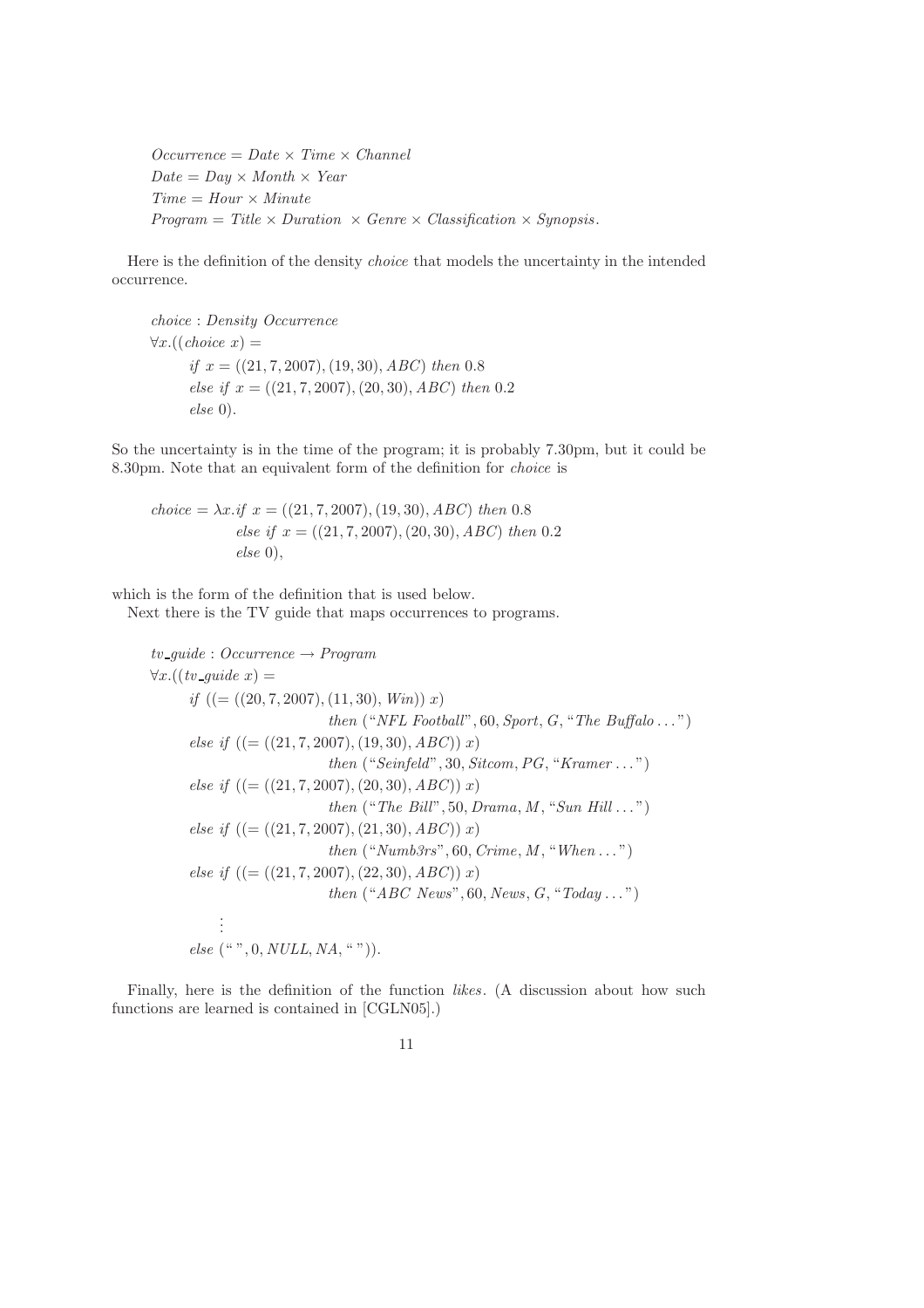$$Occurrence = Date \times Time \times Channel$$
$$Date = Day \times Month \times Year$$
$$Time = Hour \times Minute$$
$$Program = Title \times Duration \ \times Genre \times Classification \times Synopsis.$$

Here is the definition of the density *choice* that models the uncertainty in the intended occurrence.

$$
\begin{aligned}
& choice : Density\ Occurrence \\
& \forall x.((choice\ x) = \\
& \qquad if\ x = ((21, 7, 2007), (19, 30), ABC)\ then\ 0.8 \\
& \qquad else\ if\ x = ((21, 7, 2007), (20, 30), ABC)\ then\ 0.2 \\
& \qquad else\ 0).
\end{aligned}
$$

So the uncertainty is in the time of the program; it is probably 7.30pm, but it could be 8.30pm. Note that an equivalent form of the definition for *choice* is

$$
\begin{aligned}
choice = \lambda x. & if\ x = ((21, 7, 2007), (19, 30), ABC)\ then\ 0.8 \\
& else\ if\ x = ((21, 7, 2007), (20, 30), ABC)\ then\ 0.2 \\
& else\ 0),
\end{aligned}
$$

which is the form of the definition that is used below.

Next there is the TV guide that maps occurrences to programs.

$$
\begin{aligned}
& tv\_guide : Occurrence \rightarrow Program \\
& \forall x.((tv\_guide\ x) = \\
& \qquad if\ ((= ((20, 7, 2007), (11, 30), Win))\ x) \\
& \qquad\qquad\qquad then\ (\text{“}NFL\ Football\text{”}, 60, Sport, G, \text{“}The\ Buffalo \ldots\text{”}) \\
& \qquad else\ if\ ((= ((21, 7, 2007), (19, 30), ABC))\ x) \\
& \qquad\qquad\qquad then\ (\text{“}Seinfeld\text{”}, 30, Sitcom, PG, \text{“}Kramer \ldots\text{”}) \\
& \qquad else\ if\ ((= ((21, 7, 2007), (20, 30), ABC))\ x) \\
& \qquad\qquad\qquad then\ (\text{“}The\ Bill\text{”}, 50, Drama, M, \text{“}Sun\ Hill \ldots\text{”}) \\
& \qquad else\ if\ ((= ((21, 7, 2007), (21, 30), ABC))\ x) \\
& \qquad\qquad\qquad then\ (\text{“}Numb3rs\text{”}, 60, Crime, M, \text{“}When \ldots\text{”}) \\
& \qquad else\ if\ ((= ((21, 7, 2007), (22, 30), ABC))\ x) \\
& \qquad\qquad\qquad then\ (\text{“}ABC\ News\text{”}, 60, News, G, \text{“}Today \ldots\text{”}) \\
& \qquad\quad \vdots \\
& \qquad else\ (\text{“ ”}, 0, NULL, NA, \text{“ ”})).
\end{aligned}
$$

Finally, here is the definition of the function *likes*. (A discussion about how such functions are learned is contained in [CGLN05].)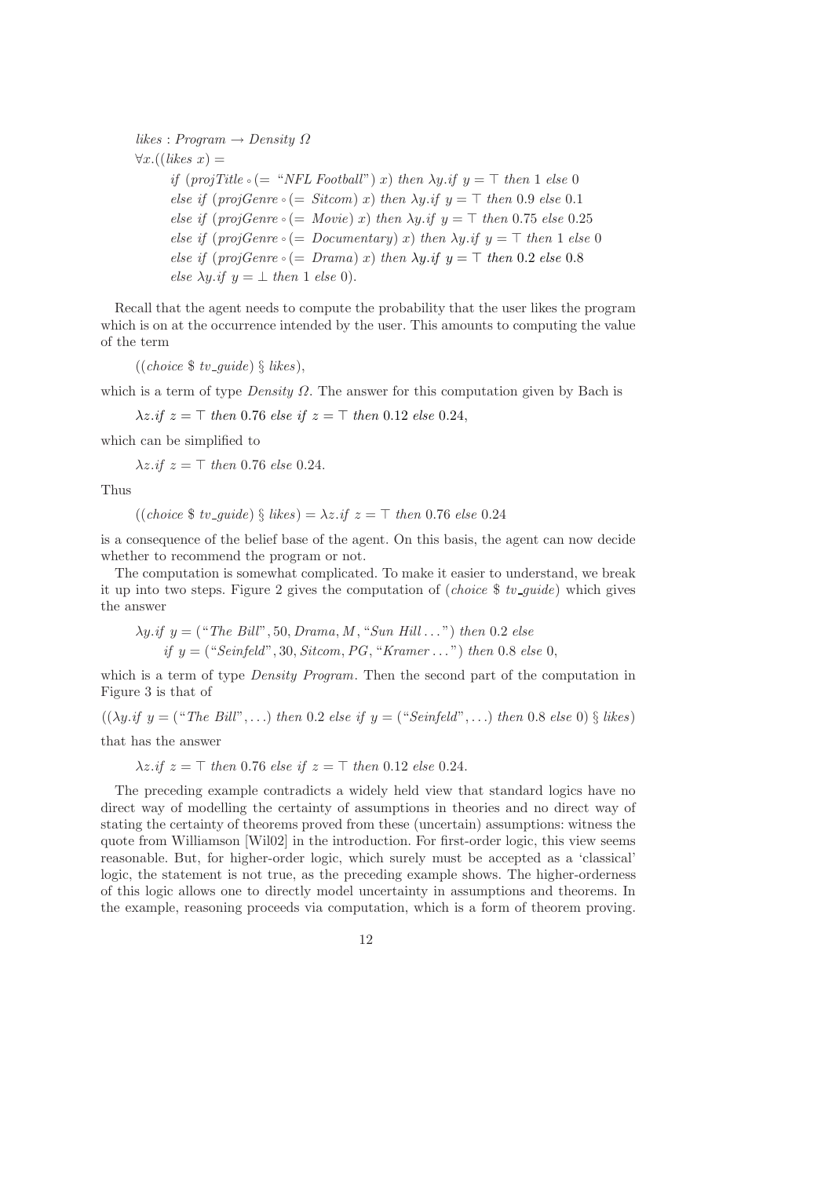$$
\begin{aligned}
&\mathit{likes} : \mathit{Program} \rightarrow \mathit{Density}\ \Omega \\
&\forall x.((\mathit{likes}\ x) = \\
&\quad \mathit{if}\ (\mathit{projTitle} \circ (= \text{“}\mathit{NFL\ Football}\text{”})\ x)\ \mathit{then}\ \lambda y.\mathit{if}\ y = \top\ \mathit{then}\ 1\ \mathit{else}\ 0 \\
&\quad \mathit{else\ if}\ (\mathit{projGenre} \circ (= \mathit{Sitcom})\ x)\ \mathit{then}\ \lambda y.\mathit{if}\ y = \top\ \mathit{then}\ 0.9\ \mathit{else}\ 0.1 \\
&\quad \mathit{else\ if}\ (\mathit{projGenre} \circ (= \mathit{Movie})\ x)\ \mathit{then}\ \lambda y.\mathit{if}\ y = \top\ \mathit{then}\ 0.75\ \mathit{else}\ 0.25 \\
&\quad \mathit{else\ if}\ (\mathit{projGenre} \circ (= \mathit{Documentary})\ x)\ \mathit{then}\ \lambda y.\mathit{if}\ y = \top\ \mathit{then}\ 1\ \mathit{else}\ 0 \\
&\quad \mathit{else\ if}\ (\mathit{projGenre} \circ (= \mathit{Drama})\ x)\ \mathit{then}\ \lambda y.\mathit{if}\ y = \top\ \mathit{then}\ 0.2\ \mathit{else}\ 0.8 \\
&\quad \mathit{else}\ \lambda y.\mathit{if}\ y = \bot\ \mathit{then}\ 1\ \mathit{else}\ 0).
\end{aligned}
$$

Recall that the agent needs to compute the probability that the user likes the program which is on at the occurrence intended by the user. This amounts to computing the value of the term

$$((\mathit{choice}\ \$\ \mathit{tv\_guide})\ \S\ \mathit{likes}),$$

which is a term of type $\mathit{Density}\ \Omega$. The answer for this computation given by Bach is

$$\lambda z.\mathit{if}\ z = \top\ \mathit{then}\ 0.76\ \mathit{else\ if}\ z = \top\ \mathit{then}\ 0.12\ \mathit{else}\ 0.24,$$

which can be simplified to

$$\lambda z.\mathit{if}\ z = \top\ \mathit{then}\ 0.76\ \mathit{else}\ 0.24.$$

Thus

$$((\mathit{choice}\ \$\ \mathit{tv\_guide})\ \S\ \mathit{likes}) = \lambda z.\mathit{if}\ z = \top\ \mathit{then}\ 0.76\ \mathit{else}\ 0.24$$

is a consequence of the belief base of the agent. On this basis, the agent can now decide whether to recommend the program or not.

The computation is somewhat complicated. To make it easier to understand, we break it up into two steps. Figure 2 gives the computation of ($\mathit{choice}\ \$\ \mathit{tv\_guide}$) which gives the answer

$$
\begin{aligned}
&\lambda y.\mathit{if}\ y = (\text{“}\mathit{The\ Bill}\text{”}, 50, \mathit{Drama}, M, \text{“}\mathit{Sun\ Hill}\ldots\text{”})\ \mathit{then}\ 0.2\ \mathit{else} \\
&\quad \mathit{if}\ y = (\text{“}\mathit{Seinfeld}\text{”}, 30, \mathit{Sitcom}, \mathit{PG}, \text{“}\mathit{Kramer}\ldots\text{”})\ \mathit{then}\ 0.8\ \mathit{else}\ 0,
\end{aligned}
$$

which is a term of type $\mathit{Density}\ \mathit{Program}$. Then the second part of the computation in Figure 3 is that of

$$((\lambda y.\mathit{if}\ y = (\text{“}\mathit{The\ Bill}\text{”}, \ldots)\ \mathit{then}\ 0.2\ \mathit{else\ if}\ y = (\text{“}\mathit{Seinfeld}\text{”}, \ldots)\ \mathit{then}\ 0.8\ \mathit{else}\ 0)\ \S\ \mathit{likes})$$

that has the answer

$$\lambda z.\mathit{if}\ z = \top\ \mathit{then}\ 0.76\ \mathit{else\ if}\ z = \top\ \mathit{then}\ 0.12\ \mathit{else}\ 0.24.$$

The preceding example contradicts a widely held view that standard logics have no direct way of modelling the certainty of assumptions in theories and no direct way of stating the certainty of theorems proved from these (uncertain) assumptions: witness the quote from Williamson [Wil02] in the introduction. For first-order logic, this view seems reasonable. But, for higher-order logic, which surely must be accepted as a 'classical' logic, the statement is not true, as the preceding example shows. The higher-orderness of this logic allows one to directly model uncertainty in assumptions and theorems. In the example, reasoning proceeds via computation, which is a form of theorem proving.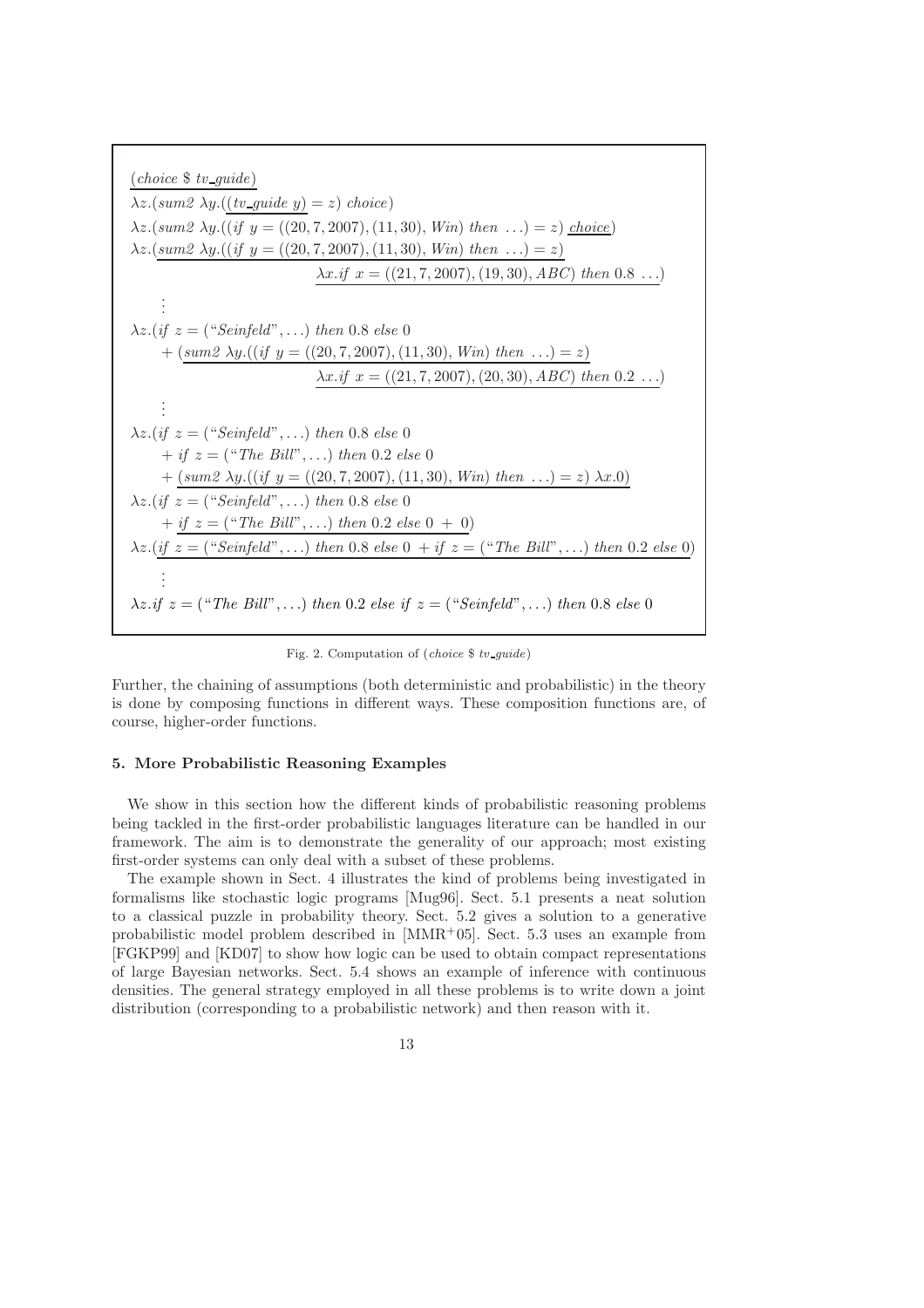$$
\begin{array}{l}
\underline{(choice \ \$ \ tv\_guide)} \\
\lambda z.(sum2\ \lambda y.(\underline{(tv\_guide\ y)} = z)\ choice) \\
\lambda z.(sum2\ \lambda y.((if\ y = ((20,7,2007),(11,30),\ Win)\ then\ \ldots) = z)\ \underline{choice}) \\
\lambda z.(\underline{sum2\ \lambda y.((if\ y = ((20,7,2007),(11,30),\ Win)\ then\ \ldots) = z)} \\
\qquad\qquad\qquad\qquad \underline{\lambda x.if\ x = ((21,7,2007),(19,30),ABC)\ then\ 0.8\ \ldots}) \\
\quad \vdots \\
\lambda z.(if\ z = (\text{"Seinfeld"},\ldots)\ then\ 0.8\ else\ 0 \\
\quad + (\underline{sum2\ \lambda y.((if\ y = ((20,7,2007),(11,30),\ Win)\ then\ \ldots) = z)} \\
\qquad\qquad\qquad\qquad \underline{\lambda x.if\ x = ((21,7,2007),(20,30),ABC)\ then\ 0.2\ \ldots}) \\
\quad \vdots \\
\lambda z.(if\ z = (\text{"Seinfeld"},\ldots)\ then\ 0.8\ else\ 0 \\
\quad + if\ z = (\text{"The Bill"},\ldots)\ then\ 0.2\ else\ 0 \\
\quad + \underline{(sum2\ \lambda y.((if\ y = ((20,7,2007),(11,30),\ Win)\ then\ \ldots) = z)\ \lambda x.0)} \\
\lambda z.(if\ z = (\text{"Seinfeld"},\ldots)\ then\ 0.8\ else\ 0 \\
\quad + \underline{if\ z = (\text{"The Bill"},\ldots)\ then\ 0.2\ else\ 0\ +\ 0}) \\
\lambda z.(\underline{if\ z = (\text{"Seinfeld"},\ldots)\ then\ 0.8\ else\ 0\ + if\ z = (\text{"The Bill"},\ldots)\ then\ 0.2\ else\ 0}) \\
\quad \vdots \\
\lambda z.if\ z = (\text{"The Bill"},\ldots)\ then\ 0.2\ else\ if\ z = (\text{"Seinfeld"},\ldots)\ then\ 0.8\ else\ 0
\end{array}
$$

Fig. 2. Computation of (*choice* \$ *tv_guide*)

Further, the chaining of assumptions (both deterministic and probabilistic) in the theory is done by composing functions in different ways. These composition functions are, of course, higher-order functions.

## 5. More Probabilistic Reasoning Examples

We show in this section how the different kinds of probabilistic reasoning problems being tackled in the first-order probabilistic languages literature can be handled in our framework. The aim is to demonstrate the generality of our approach; most existing first-order systems can only deal with a subset of these problems.

The example shown in Sect. 4 illustrates the kind of problems being investigated in formalisms like stochastic logic programs [Mug96]. Sect. 5.1 presents a neat solution to a classical puzzle in probability theory. Sect. 5.2 gives a solution to a generative probabilistic model problem described in [MMR+05]. Sect. 5.3 uses an example from [FGKP99] and [KD07] to show how logic can be used to obtain compact representations of large Bayesian networks. Sect. 5.4 shows an example of inference with continuous densities. The general strategy employed in all these problems is to write down a joint distribution (corresponding to a probabilistic network) and then reason with it.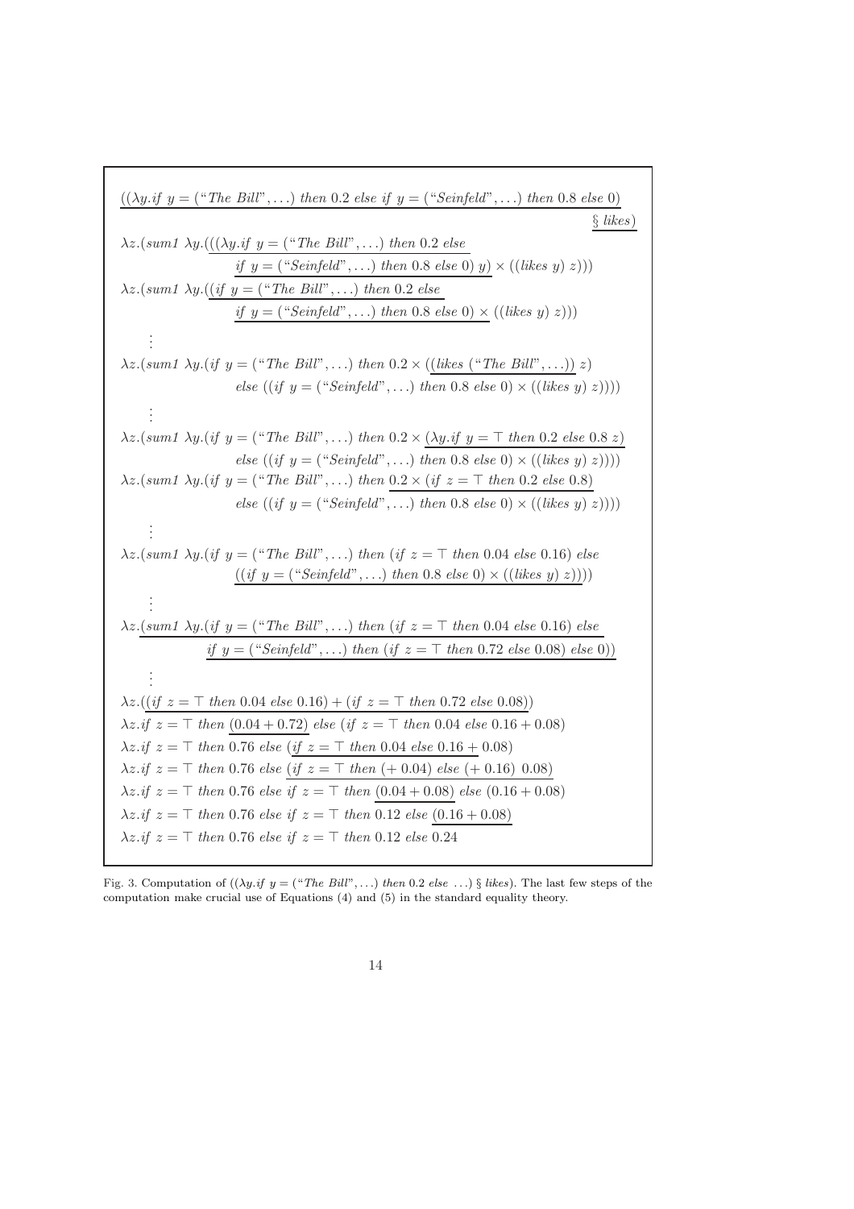$$\underline{((\lambda y.\mathit{if}\ y = (\text{``}\mathit{The\ Bill}\text{''}, \ldots)\ \mathit{then}\ 0.2\ \mathit{else}\ \mathit{if}\ y = (\text{``}\mathit{Seinfeld}\text{''}, \ldots)\ \mathit{then}\ 0.8\ \mathit{else}\ 0)\ \S\ \mathit{likes})}$$

$$\lambda z.(\mathit{sum1}\ \lambda y.(\underline{((\lambda y.\mathit{if}\ y = (\text{``}\mathit{The\ Bill}\text{''}, \ldots)\ \mathit{then}\ 0.2\ \mathit{else}\ \mathit{if}\ y = (\text{``}\mathit{Seinfeld}\text{''}, \ldots)\ \mathit{then}\ 0.8\ \mathit{else}\ 0)\ y)} \times ((\mathit{likes}\ y)\ z)))$$

$$\lambda z.(\mathit{sum1}\ \lambda y.(\underline{(\mathit{if}\ y = (\text{``}\mathit{The\ Bill}\text{''}, \ldots)\ \mathit{then}\ 0.2\ \mathit{else}\ \mathit{if}\ y = (\text{``}\mathit{Seinfeld}\text{''}, \ldots)\ \mathit{then}\ 0.8\ \mathit{else}\ 0) \times}\ ((\mathit{likes}\ y)\ z)))$$

$$\vdots$$

$$\lambda z.(\mathit{sum1}\ \lambda y.(\mathit{if}\ y = (\text{``}\mathit{The\ Bill}\text{''}, \ldots)\ \mathit{then}\ 0.2 \times (\underline{(\mathit{likes}\ (\text{``}\mathit{The\ Bill}\text{''}, \ldots))}\ z)\ \mathit{else}\ ((\mathit{if}\ y = (\text{``}\mathit{Seinfeld}\text{''}, \ldots)\ \mathit{then}\ 0.8\ \mathit{else}\ 0) \times ((\mathit{likes}\ y)\ z))))$$

$$\vdots$$

$$\lambda z.(\mathit{sum1}\ \lambda y.(\mathit{if}\ y = (\text{``}\mathit{The\ Bill}\text{''}, \ldots)\ \mathit{then}\ 0.2 \times \underline{(\lambda y.\mathit{if}\ y = \top\ \mathit{then}\ 0.2\ \mathit{else}\ 0.8\ z)}\ \mathit{else}\ ((\mathit{if}\ y = (\text{``}\mathit{Seinfeld}\text{''}, \ldots)\ \mathit{then}\ 0.8\ \mathit{else}\ 0) \times ((\mathit{likes}\ y)\ z))))$$

$$\lambda z.(\mathit{sum1}\ \lambda y.(\mathit{if}\ y = (\text{``}\mathit{The\ Bill}\text{''}, \ldots)\ \mathit{then}\ \underline{0.2 \times (\mathit{if}\ z = \top\ \mathit{then}\ 0.2\ \mathit{else}\ 0.8)}\ \mathit{else}\ ((\mathit{if}\ y = (\text{``}\mathit{Seinfeld}\text{''}, \ldots)\ \mathit{then}\ 0.8\ \mathit{else}\ 0) \times ((\mathit{likes}\ y)\ z))))$$

$$\vdots$$

$$\lambda z.(\mathit{sum1}\ \lambda y.(\mathit{if}\ y = (\text{``}\mathit{The\ Bill}\text{''}, \ldots)\ \mathit{then}\ (\mathit{if}\ z = \top\ \mathit{then}\ 0.04\ \mathit{else}\ 0.16)\ \mathit{else}\ \underline{((\mathit{if}\ y = (\text{``}\mathit{Seinfeld}\text{''}, \ldots)\ \mathit{then}\ 0.8\ \mathit{else}\ 0) \times ((\mathit{likes}\ y)\ z))}))$$

$$\vdots$$

$$\lambda z.\underline{(\mathit{sum1}\ \lambda y.(\mathit{if}\ y = (\text{``}\mathit{The\ Bill}\text{''}, \ldots)\ \mathit{then}\ (\mathit{if}\ z = \top\ \mathit{then}\ 0.04\ \mathit{else}\ 0.16)\ \mathit{else}\ \mathit{if}\ y = (\text{``}\mathit{Seinfeld}\text{''}, \ldots)\ \mathit{then}\ (\mathit{if}\ z = \top\ \mathit{then}\ 0.72\ \mathit{else}\ 0.08)\ \mathit{else}\ 0))}$$

$$\vdots$$

$$\lambda z.(\underline{(\mathit{if}\ z = \top\ \mathit{then}\ 0.04\ \mathit{else}\ 0.16) + (\mathit{if}\ z = \top\ \mathit{then}\ 0.72\ \mathit{else}\ 0.08)})$$

$$\lambda z.\mathit{if}\ z = \top\ \mathit{then}\ \underline{(0.04 + 0.72)}\ \mathit{else}\ (\mathit{if}\ z = \top\ \mathit{then}\ 0.04\ \mathit{else}\ 0.16 + 0.08)$$

$$\lambda z.\mathit{if}\ z = \top\ \mathit{then}\ 0.76\ \mathit{else}\ (\underline{\mathit{if}\ z = \top\ \mathit{then}\ 0.04\ \mathit{else}\ 0.16 +}\ 0.08)$$

$$\lambda z.\mathit{if}\ z = \top\ \mathit{then}\ 0.76\ \mathit{else}\ \underline{(\mathit{if}\ z = \top\ \mathit{then}\ (+\ 0.04)\ \mathit{else}\ (+\ 0.16)\ 0.08)}$$

$$\lambda z.\mathit{if}\ z = \top\ \mathit{then}\ 0.76\ \mathit{else}\ \mathit{if}\ z = \top\ \mathit{then}\ \underline{(0.04 + 0.08)}\ \mathit{else}\ (0.16 + 0.08)$$

$$\lambda z.\mathit{if}\ z = \top\ \mathit{then}\ 0.76\ \mathit{else}\ \mathit{if}\ z = \top\ \mathit{then}\ 0.12\ \mathit{else}\ \underline{(0.16 + 0.08)}$$

$$\lambda z.\mathit{if}\ z = \top\ \mathit{then}\ 0.76\ \mathit{else}\ \mathit{if}\ z = \top\ \mathit{then}\ 0.12\ \mathit{else}\ 0.24$$

Fig. 3. Computation of $((\lambda y.\mathit{if}\ y = (\text{``}\mathit{The\ Bill}\text{''}, \ldots)\ \mathit{then}\ 0.2\ \mathit{else}\ \ldots)\ \S\ \mathit{likes})$. The last few steps of the computation make crucial use of Equations (4) and (5) in the standard equality theory.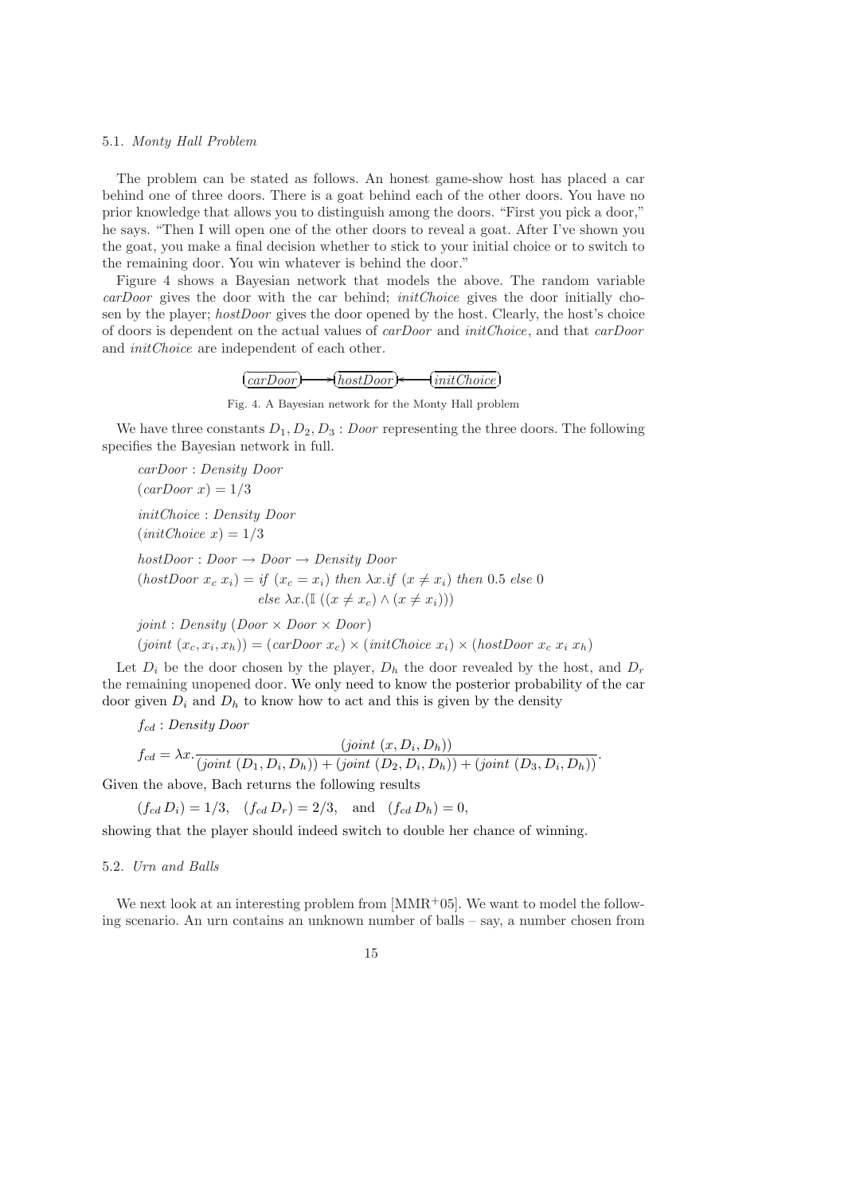### 5.1. *Monty Hall Problem*

The problem can be stated as follows. An honest game-show host has placed a car behind one of three doors. There is a goat behind each of the other doors. You have no prior knowledge that allows you to distinguish among the doors. "First you pick a door," he says. "Then I will open one of the other doors to reveal a goat. After I've shown you the goat, you make a final decision whether to stick to your initial choice or to switch to the remaining door. You win whatever is behind the door."

Figure 4 shows a Bayesian network that models the above. The random variable *carDoor* gives the door with the car behind; *initChoice* gives the door initially chosen by the player; *hostDoor* gives the door opened by the host. Clearly, the host's choice of doors is dependent on the actual values of *carDoor* and *initChoice*, and that *carDoor* and *initChoice* are independent of each other.

$$carDoor \longrightarrow hostDoor \longleftarrow initChoice$$

Fig. 4. A Bayesian network for the Monty Hall problem

We have three constants $D_1, D_2, D_3 : Door$ representing the three doors. The following specifies the Bayesian network in full.

$$carDoor : Density\ Door$$
$$(carDoor\ x) = 1/3$$

$$initChoice : Density\ Door$$
$$(initChoice\ x) = 1/3$$

$$hostDoor : Door \rightarrow Door \rightarrow Density\ Door$$
$$(hostDoor\ x_c\ x_i) = if\ (x_c = x_i)\ then\ \lambda x.if\ (x \neq x_i)\ then\ 0.5\ else\ 0$$
$$else\ \lambda x.(\mathbb{I}\ ((x \neq x_c) \wedge (x \neq x_i)))$$

$$joint : Density\ (Door \times Door \times Door)$$
$$(joint\ (x_c, x_i, x_h)) = (carDoor\ x_c) \times (initChoice\ x_i) \times (hostDoor\ x_c\ x_i\ x_h)$$

Let $D_i$ be the door chosen by the player, $D_h$ the door revealed by the host, and $D_r$ the remaining unopened door. We only need to know the posterior probability of the car door given $D_i$ and $D_h$ to know how to act and this is given by the density

$$f_{cd} : Density\ Door$$

$$f_{cd} = \lambda x. \frac{(joint\ (x, D_i, D_h))}{(joint\ (D_1, D_i, D_h)) + (joint\ (D_2, D_i, D_h)) + (joint\ (D_3, D_i, D_h))}.$$

Given the above, Bach returns the following results

$$(f_{cd}\, D_i) = 1/3, \quad (f_{cd}\, D_r) = 2/3, \quad \text{and} \quad (f_{cd}\, D_h) = 0,$$

showing that the player should indeed switch to double her chance of winning.

### 5.2. *Urn and Balls*

We next look at an interesting problem from [MMR+05]. We want to model the following scenario. An urn contains an unknown number of balls – say, a number chosen from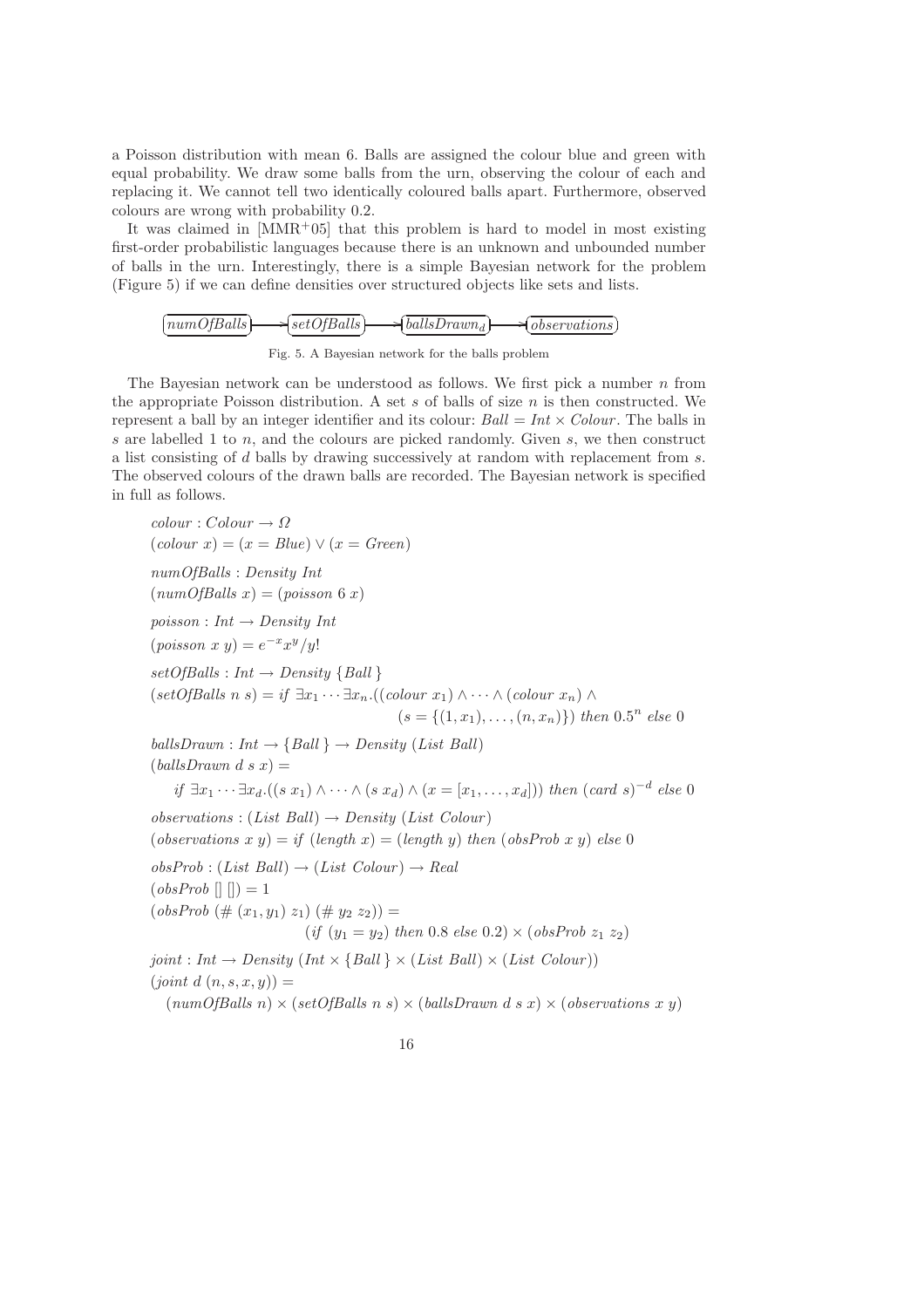a Poisson distribution with mean 6. Balls are assigned the colour blue and green with equal probability. We draw some balls from the urn, observing the colour of each and replacing it. We cannot tell two identically coloured balls apart. Furthermore, observed colours are wrong with probability 0.2.

It was claimed in [MMR+05] that this problem is hard to model in most existing first-order probabilistic languages because there is an unknown and unbounded number of balls in the urn. Interestingly, there is a simple Bayesian network for the problem (Figure 5) if we can define densities over structured objects like sets and lists.

$$\mathit{numOfBalls} \rightarrow \mathit{setOfBalls} \rightarrow \mathit{ballsDrawn}_d \rightarrow \mathit{observations}$$

Fig. 5. A Bayesian network for the balls problem

The Bayesian network can be understood as follows. We first pick a number $n$ from the appropriate Poisson distribution. A set $s$ of balls of size $n$ is then constructed. We represent a ball by an integer identifier and its colour: $\mathit{Ball} = \mathit{Int} \times \mathit{Colour}$. The balls in $s$ are labelled 1 to $n$, and the colours are picked randomly. Given $s$, we then construct a list consisting of $d$ balls by drawing successively at random with replacement from $s$. The observed colours of the drawn balls are recorded. The Bayesian network is specified in full as follows.

$$\mathit{colour} : \mathit{Colour} \rightarrow \Omega$$
$$(\mathit{colour}\ x) = (x = \mathit{Blue}) \vee (x = \mathit{Green})$$

$$\mathit{numOfBalls} : \mathit{Density}\ \mathit{Int}$$
$$(\mathit{numOfBalls}\ x) = (\mathit{poisson}\ 6\ x)$$

$$\mathit{poisson} : \mathit{Int} \rightarrow \mathit{Density}\ \mathit{Int}$$
$$(\mathit{poisson}\ x\ y) = e^{-x}x^y/y!$$

$$\mathit{setOfBalls} : \mathit{Int} \rightarrow \mathit{Density}\ \{\mathit{Ball}\}$$
$$(\mathit{setOfBalls}\ n\ s) = \mathit{if}\ \exists x_1 \cdots \exists x_n.((\mathit{colour}\ x_1) \wedge \cdots \wedge (\mathit{colour}\ x_n) \wedge (s = \{(1, x_1), \ldots, (n, x_n)\})\ \mathit{then}\ 0.5^n\ \mathit{else}\ 0$$

$$\mathit{ballsDrawn} : \mathit{Int} \rightarrow \{\mathit{Ball}\} \rightarrow \mathit{Density}\ (\mathit{List}\ \mathit{Ball})$$
$$(\mathit{ballsDrawn}\ d\ s\ x) =$$
$$\mathit{if}\ \exists x_1 \cdots \exists x_d.((s\ x_1) \wedge \cdots \wedge (s\ x_d) \wedge (x = [x_1, \ldots, x_d]))\ \mathit{then}\ (\mathit{card}\ s)^{-d}\ \mathit{else}\ 0$$

$$\mathit{observations} : (\mathit{List}\ \mathit{Ball}) \rightarrow \mathit{Density}\ (\mathit{List}\ \mathit{Colour})$$
$$(\mathit{observations}\ x\ y) = \mathit{if}\ (\mathit{length}\ x) = (\mathit{length}\ y)\ \mathit{then}\ (\mathit{obsProb}\ x\ y)\ \mathit{else}\ 0$$

$$\mathit{obsProb} : (\mathit{List}\ \mathit{Ball}) \rightarrow (\mathit{List}\ \mathit{Colour}) \rightarrow \mathit{Real}$$
$$(\mathit{obsProb}\ []\ []) = 1$$
$$(\mathit{obsProb}\ (\#\ (x_1, y_1)\ z_1)\ (\#\ y_2\ z_2)) = (\mathit{if}\ (y_1 = y_2)\ \mathit{then}\ 0.8\ \mathit{else}\ 0.2) \times (\mathit{obsProb}\ z_1\ z_2)$$

$$\mathit{joint} : \mathit{Int} \rightarrow \mathit{Density}\ (\mathit{Int} \times \{\mathit{Ball}\} \times (\mathit{List}\ \mathit{Ball}) \times (\mathit{List}\ \mathit{Colour}))$$
$$(\mathit{joint}\ d\ (n, s, x, y)) =$$
$$(\mathit{numOfBalls}\ n) \times (\mathit{setOfBalls}\ n\ s) \times (\mathit{ballsDrawn}\ d\ s\ x) \times (\mathit{observations}\ x\ y)$$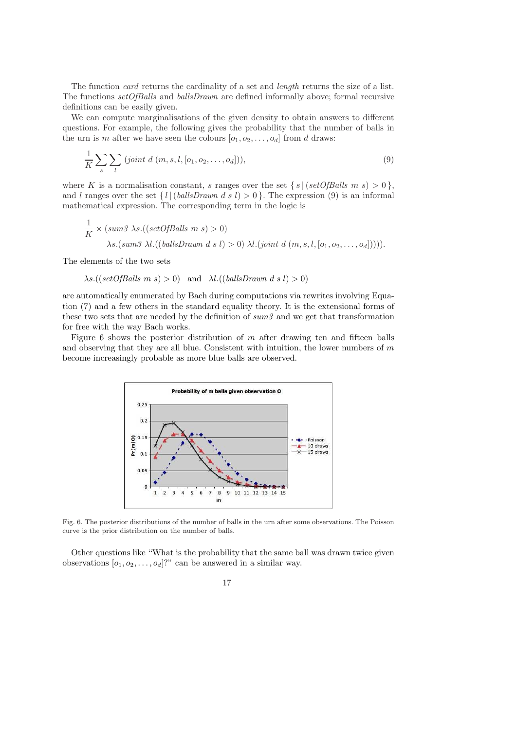The function *card* returns the cardinality of a set and *length* returns the size of a list. The functions *setOfBalls* and *ballsDrawn* are defined informally above; formal recursive definitions can be easily given.

We can compute marginalisations of the given density to obtain answers to different questions. For example, the following gives the probability that the number of balls in the urn is $m$ after we have seen the colours $[o_1, o_2, \ldots, o_d]$ from $d$ draws:

$$\frac{1}{K} \sum_{s} \sum_{l} (joint\ d\ (m, s, l, [o_1, o_2, \ldots, o_d])), \tag{9}$$

where $K$ is a normalisation constant, $s$ ranges over the set $\{ s \mid (setOfBalls\ m\ s) > 0 \}$, and $l$ ranges over the set $\{ l \mid (ballsDrawn\ d\ s\ l) > 0 \}$. The expression (9) is an informal mathematical expression. The corresponding term in the logic is

$$\frac{1}{K} \times (sum3\ \lambda s.((setOfBalls\ m\ s) > 0)$$
$$\lambda s.(sum3\ \lambda l.((ballsDrawn\ d\ s\ l) > 0)\ \lambda l.(joint\ d\ (m, s, l, [o_1, o_2, \ldots, o_d])))).$$

The elements of the two sets

$$\lambda s.((setOfBalls\ m\ s) > 0) \quad \text{and} \quad \lambda l.((ballsDrawn\ d\ s\ l) > 0)$$

are automatically enumerated by Bach during computations via rewrites involving Equation (7) and a few others in the standard equality theory. It is the extensional forms of these two sets that are needed by the definition of *sum3* and we get that transformation for free with the way Bach works.

Figure 6 shows the posterior distribution of $m$ after drawing ten and fifteen balls and observing that they are all blue. Consistent with intuition, the lower numbers of $m$ become increasingly probable as more blue balls are observed.

Fig. 6. The posterior distributions of the number of balls in the urn after some observations. The Poisson curve is the prior distribution on the number of balls.

Other questions like "What is the probability that the same ball was drawn twice given observations $[o_1, o_2, \ldots, o_d]$?" can be answered in a similar way.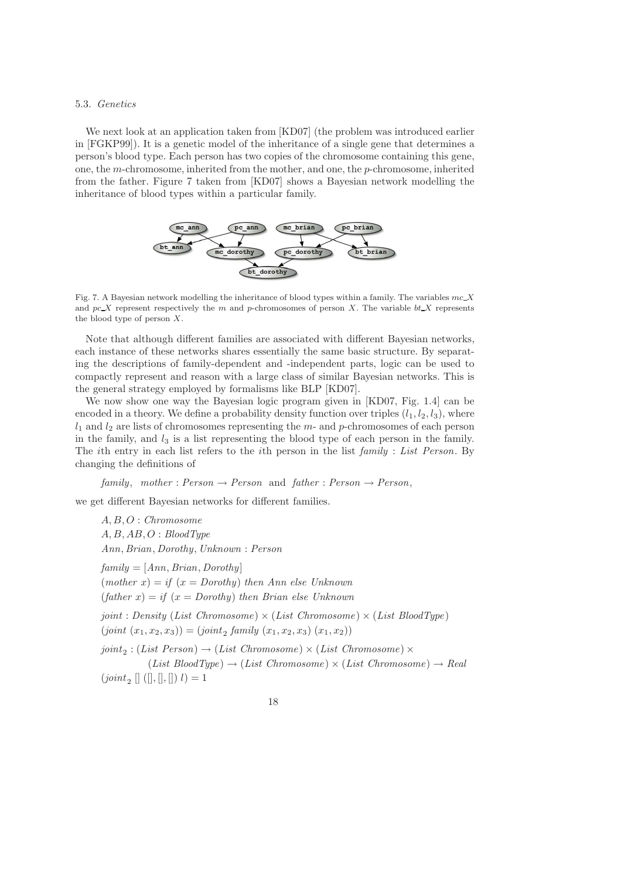5.3. *Genetics*

We next look at an application taken from [KD07] (the problem was introduced earlier in [FGKP99]). It is a genetic model of the inheritance of a single gene that determines a person's blood type. Each person has two copies of the chromosome containing this gene, one, the $m$-chromosome, inherited from the mother, and one, the $p$-chromosome, inherited from the father. Figure 7 taken from [KD07] shows a Bayesian network modelling the inheritance of blood types within a particular family.

Fig. 7. A Bayesian network modelling the inheritance of blood types within a family. The variables $mc\_X$ and $pc\_X$ represent respectively the $m$ and $p$-chromosomes of person $X$. The variable $bt\_X$ represents the blood type of person $X$.

Note that although different families are associated with different Bayesian networks, each instance of these networks shares essentially the same basic structure. By separating the descriptions of family-dependent and -independent parts, logic can be used to compactly represent and reason with a large class of similar Bayesian networks. This is the general strategy employed by formalisms like BLP [KD07].

We now show one way the Bayesian logic program given in [KD07, Fig. 1.4] can be encoded in a theory. We define a probability density function over triples $(l_1, l_2, l_3)$, where $l_1$ and $l_2$ are lists of chromosomes representing the $m$- and $p$-chromosomes of each person in the family, and $l_3$ is a list representing the blood type of each person in the family. The $i$th entry in each list refers to the $i$th person in the list $family : List\ Person$. By changing the definitions of

$$family, \quad mother : Person \rightarrow Person \quad \text{and} \quad father : Person \rightarrow Person,$$

we get different Bayesian networks for different families.

$A, B, O : Chromosome$

$A, B, AB, O : BloodType$

$Ann, Brian, Dorothy, Unknown : Person$

$family = [Ann, Brian, Dorothy]$

$(mother\ x) = if\ (x = Dorothy)\ then\ Ann\ else\ Unknown$

$(father\ x) = if\ (x = Dorothy)\ then\ Brian\ else\ Unknown$

$joint : Density\ (List\ Chromosome) \times (List\ Chromosome) \times (List\ BloodType)$

$(joint\ (x_1, x_2, x_3)) = (joint_2\ family\ (x_1, x_2, x_3)\ (x_1, x_2))$

$joint_2 : (List\ Person) \rightarrow (List\ Chromosome) \times (List\ Chromosome) \times (List\ BloodType) \rightarrow (List\ Chromosome) \times (List\ Chromosome) \rightarrow Real$

$(joint_2\ []\ ([], [], [])\ l) = 1$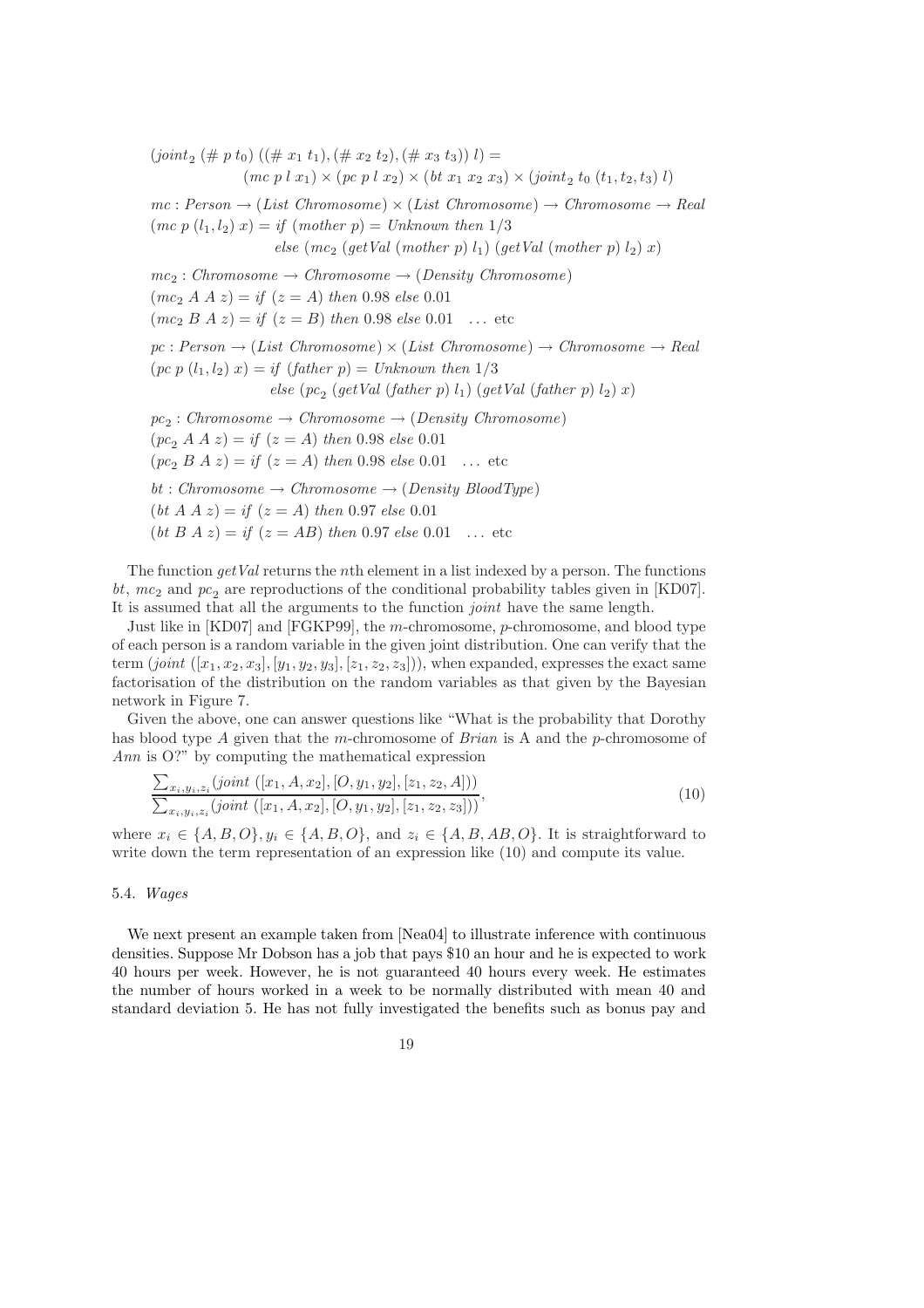$$(joint_2\ (\#\ p\ t_0)\ ((\#\ x_1\ t_1), (\#\ x_2\ t_2), (\#\ x_3\ t_3))\ l) =$$
$$(mc\ p\ l\ x_1) \times (pc\ p\ l\ x_2) \times (bt\ x_1\ x_2\ x_3) \times (joint_2\ t_0\ (t_1, t_2, t_3)\ l)$$

$$mc : Person \rightarrow (List\ Chromosome) \times (List\ Chromosome) \rightarrow Chromosome \rightarrow Real$$
$$(mc\ p\ (l_1, l_2)\ x) = if\ (mother\ p) = Unknown\ then\ 1/3$$
$$else\ (mc_2\ (getVal\ (mother\ p)\ l_1)\ (getVal\ (mother\ p)\ l_2)\ x)$$

$$mc_2 : Chromosome \rightarrow Chromosome \rightarrow (Density\ Chromosome)$$
$$(mc_2\ A\ A\ z) = if\ (z = A)\ then\ 0.98\ else\ 0.01$$
$$(mc_2\ B\ A\ z) = if\ (z = B)\ then\ 0.98\ else\ 0.01 \quad \ldots \text{ etc}$$

$$pc : Person \rightarrow (List\ Chromosome) \times (List\ Chromosome) \rightarrow Chromosome \rightarrow Real$$
$$(pc\ p\ (l_1, l_2)\ x) = if\ (father\ p) = Unknown\ then\ 1/3$$
$$else\ (pc_2\ (getVal\ (father\ p)\ l_1)\ (getVal\ (father\ p)\ l_2)\ x)$$

$$pc_2 : Chromosome \rightarrow Chromosome \rightarrow (Density\ Chromosome)$$
$$(pc_2\ A\ A\ z) = if\ (z = A)\ then\ 0.98\ else\ 0.01$$
$$(pc_2\ B\ A\ z) = if\ (z = A)\ then\ 0.98\ else\ 0.01 \quad \ldots \text{ etc}$$

$$bt : Chromosome \rightarrow Chromosome \rightarrow (Density\ BloodType)$$
$$(bt\ A\ A\ z) = if\ (z = A)\ then\ 0.97\ else\ 0.01$$
$$(bt\ B\ A\ z) = if\ (z = AB)\ then\ 0.97\ else\ 0.01 \quad \ldots \text{ etc}$$

The function *getVal* returns the *n*th element in a list indexed by a person. The functions *bt*, $mc_2$ and $pc_2$ are reproductions of the conditional probability tables given in [KD07]. It is assumed that all the arguments to the function *joint* have the same length.

Just like in [KD07] and [FGKP99], the *m*-chromosome, *p*-chromosome, and blood type of each person is a random variable in the given joint distribution. One can verify that the term $(joint\ ([x_1, x_2, x_3], [y_1, y_2, y_3], [z_1, z_2, z_3]))$, when expanded, expresses the exact same factorisation of the distribution on the random variables as that given by the Bayesian network in Figure 7.

Given the above, one can answer questions like "What is the probability that Dorothy has blood type *A* given that the *m*-chromosome of *Brian* is A and the *p*-chromosome of *Ann* is O?" by computing the mathematical expression

$$\frac{\sum_{x_i, y_i, z_i} (joint\ ([x_1, A, x_2], [O, y_1, y_2], [z_1, z_2, A]))}{\sum_{x_i, y_i, z_i} (joint\ ([x_1, A, x_2], [O, y_1, y_2], [z_1, z_2, z_3]))}, \tag{10}$$

where $x_i \in \{A, B, O\}, y_i \in \{A, B, O\}$, and $z_i \in \{A, B, AB, O\}$. It is straightforward to write down the term representation of an expression like (10) and compute its value.

### 5.4. *Wages*

We next present an example taken from [Nea04] to illustrate inference with continuous densities. Suppose Mr Dobson has a job that pays \$10 an hour and he is expected to work 40 hours per week. However, he is not guaranteed 40 hours every week. He estimates the number of hours worked in a week to be normally distributed with mean 40 and standard deviation 5. He has not fully investigated the benefits such as bonus pay and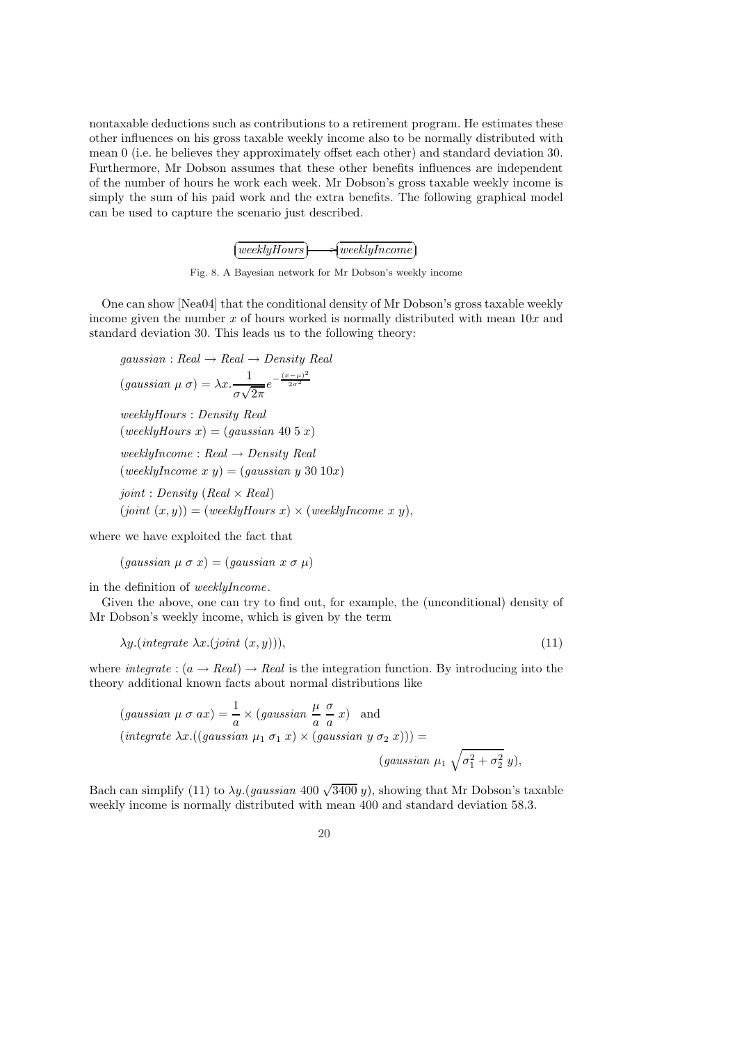nontaxable deductions such as contributions to a retirement program. He estimates these other influences on his gross taxable weekly income also to be normally distributed with mean 0 (i.e. he believes they approximately offset each other) and standard deviation 30. Furthermore, Mr Dobson assumes that these other benefits influences are independent of the number of hours he work each week. Mr Dobson's gross taxable weekly income is simply the sum of his paid work and the extra benefits. The following graphical model can be used to capture the scenario just described.

$$\boxed{weeklyHours} \longrightarrow \boxed{weeklyIncome}$$

Fig. 8. A Bayesian network for Mr Dobson's weekly income

One can show [Nea04] that the conditional density of Mr Dobson's gross taxable weekly income given the number $x$ of hours worked is normally distributed with mean $10x$ and standard deviation 30. This leads us to the following theory:

$$gaussian : Real \rightarrow Real \rightarrow Density\ Real$$

$$(gaussian\ \mu\ \sigma) = \lambda x. \frac{1}{\sigma\sqrt{2\pi}} e^{-\frac{(x-\mu)^2}{2\sigma^2}}$$

$$weeklyHours : Density\ Real$$

$$(weeklyHours\ x) = (gaussian\ 40\ 5\ x)$$

$$weeklyIncome : Real \rightarrow Density\ Real$$

$$(weeklyIncome\ x\ y) = (gaussian\ y\ 30\ 10x)$$

$$joint : Density\ (Real \times Real)$$

$$(joint\ (x, y)) = (weeklyHours\ x) \times (weeklyIncome\ x\ y),$$

where we have exploited the fact that

$$(gaussian\ \mu\ \sigma\ x) = (gaussian\ x\ \sigma\ \mu)$$

in the definition of *weeklyIncome*.

Given the above, one can try to find out, for example, the (unconditional) density of Mr Dobson's weekly income, which is given by the term

$$\lambda y.(integrate\ \lambda x.(joint\ (x, y))), \tag{11}$$

where $integrate : (a \rightarrow Real) \rightarrow Real$ is the integration function. By introducing into the theory additional known facts about normal distributions like

$$(gaussian\ \mu\ \sigma\ ax) = \frac{1}{a} \times (gaussian\ \frac{\mu}{a}\ \frac{\sigma}{a}\ x) \quad \text{and}$$

$$(integrate\ \lambda x.((gaussian\ \mu_1\ \sigma_1\ x) \times (gaussian\ y\ \sigma_2\ x))) = (gaussian\ \mu_1\ \sqrt{\sigma_1^2 + \sigma_2^2}\ y),$$

Bach can simplify (11) to $\lambda y.(gaussian\ 400\ \sqrt{3400}\ y)$, showing that Mr Dobson's taxable weekly income is normally distributed with mean 400 and standard deviation 58.3.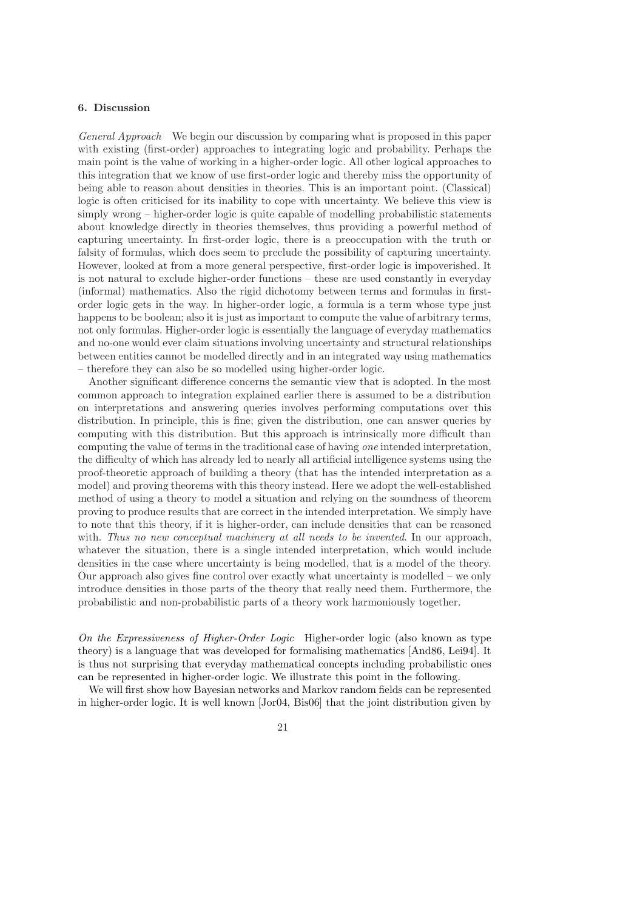### 6. Discussion

*General Approach* We begin our discussion by comparing what is proposed in this paper with existing (first-order) approaches to integrating logic and probability. Perhaps the main point is the value of working in a higher-order logic. All other logical approaches to this integration that we know of use first-order logic and thereby miss the opportunity of being able to reason about densities in theories. This is an important point. (Classical) logic is often criticised for its inability to cope with uncertainty. We believe this view is simply wrong – higher-order logic is quite capable of modelling probabilistic statements about knowledge directly in theories themselves, thus providing a powerful method of capturing uncertainty. In first-order logic, there is a preoccupation with the truth or falsity of formulas, which does seem to preclude the possibility of capturing uncertainty. However, looked at from a more general perspective, first-order logic is impoverished. It is not natural to exclude higher-order functions – these are used constantly in everyday (informal) mathematics. Also the rigid dichotomy between terms and formulas in first-order logic gets in the way. In higher-order logic, a formula is a term whose type just happens to be boolean; also it is just as important to compute the value of arbitrary terms, not only formulas. Higher-order logic is essentially the language of everyday mathematics and no-one would ever claim situations involving uncertainty and structural relationships between entities cannot be modelled directly and in an integrated way using mathematics – therefore they can also be so modelled using higher-order logic.

Another significant difference concerns the semantic view that is adopted. In the most common approach to integration explained earlier there is assumed to be a distribution on interpretations and answering queries involves performing computations over this distribution. In principle, this is fine; given the distribution, one can answer queries by computing with this distribution. But this approach is intrinsically more difficult than computing the value of terms in the traditional case of having *one* intended interpretation, the difficulty of which has already led to nearly all artificial intelligence systems using the proof-theoretic approach of building a theory (that has the intended interpretation as a model) and proving theorems with this theory instead. Here we adopt the well-established method of using a theory to model a situation and relying on the soundness of theorem proving to produce results that are correct in the intended interpretation. We simply have to note that this theory, if it is higher-order, can include densities that can be reasoned with. *Thus no new conceptual machinery at all needs to be invented*. In our approach, whatever the situation, there is a single intended interpretation, which would include densities in the case where uncertainty is being modelled, that is a model of the theory. Our approach also gives fine control over exactly what uncertainty is modelled – we only introduce densities in those parts of the theory that really need them. Furthermore, the probabilistic and non-probabilistic parts of a theory work harmoniously together.

*On the Expressiveness of Higher-Order Logic* Higher-order logic (also known as type theory) is a language that was developed for formalising mathematics [And86, Lei94]. It is thus not surprising that everyday mathematical concepts including probabilistic ones can be represented in higher-order logic. We illustrate this point in the following.

We will first show how Bayesian networks and Markov random fields can be represented in higher-order logic. It is well known [Jor04, Bis06] that the joint distribution given by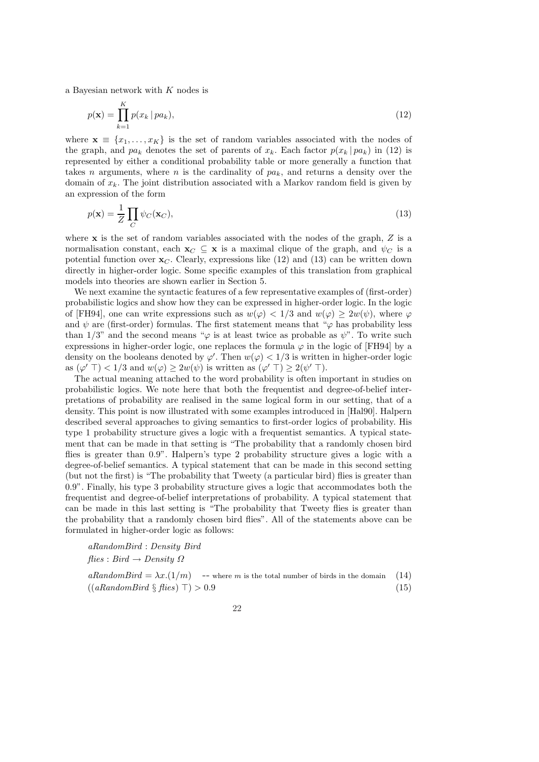a Bayesian network with $K$ nodes is

$$p(\mathbf{x}) = \prod_{k=1}^{K} p(x_k \,|\, pa_k), \tag{12}$$

where $\mathbf{x} \equiv \{x_1, \ldots, x_K\}$ is the set of random variables associated with the nodes of the graph, and $pa_k$ denotes the set of parents of $x_k$. Each factor $p(x_k \,|\, pa_k)$ in (12) is represented by either a conditional probability table or more generally a function that takes $n$ arguments, where $n$ is the cardinality of $pa_k$, and returns a density over the domain of $x_k$. The joint distribution associated with a Markov random field is given by an expression of the form

$$p(\mathbf{x}) = \frac{1}{Z} \prod_{C} \psi_C(\mathbf{x}_C), \tag{13}$$

where $\mathbf{x}$ is the set of random variables associated with the nodes of the graph, $Z$ is a normalisation constant, each $\mathbf{x}_C \subseteq \mathbf{x}$ is a maximal clique of the graph, and $\psi_C$ is a potential function over $\mathbf{x}_C$. Clearly, expressions like (12) and (13) can be written down directly in higher-order logic. Some specific examples of this translation from graphical models into theories are shown earlier in Section 5.

We next examine the syntactic features of a few representative examples of (first-order) probabilistic logics and show how they can be expressed in higher-order logic. In the logic of [FH94], one can write expressions such as $w(\varphi) < 1/3$ and $w(\varphi) \geq 2w(\psi)$, where $\varphi$ and $\psi$ are (first-order) formulas. The first statement means that "$\varphi$ has probability less than 1/3" and the second means "$\varphi$ is at least twice as probable as $\psi$". To write such expressions in higher-order logic, one replaces the formula $\varphi$ in the logic of [FH94] by a density on the booleans denoted by $\varphi'$. Then $w(\varphi) < 1/3$ is written in higher-order logic as $(\varphi' \top) < 1/3$ and $w(\varphi) \geq 2w(\psi)$ is written as $(\varphi' \top) \geq 2(\psi' \top)$.

The actual meaning attached to the word probability is often important in studies on probabilistic logics. We note here that both the frequentist and degree-of-belief interpretations of probability are realised in the same logical form in our setting, that of a density. This point is now illustrated with some examples introduced in [Hal90]. Halpern described several approaches to giving semantics to first-order logics of probability. His type 1 probability structure gives a logic with a frequentist semantics. A typical statement that can be made in that setting is "The probability that a randomly chosen bird flies is greater than 0.9". Halpern's type 2 probability structure gives a logic with a degree-of-belief semantics. A typical statement that can be made in this second setting (but not the first) is "The probability that Tweety (a particular bird) flies is greater than 0.9". Finally, his type 3 probability structure gives a logic that accommodates both the frequentist and degree-of-belief interpretations of probability. A typical statement that can be made in this last setting is "The probability that Tweety flies is greater than the probability that a randomly chosen bird flies". All of the statements above can be formulated in higher-order logic as follows:

$aRandomBird : Density\ Bird$

$flies : Bird \rightarrow Density\ \Omega$

$$aRandomBird = \lambda x.(1/m) \quad \text{-- where } m \text{ is the total number of birds in the domain} \tag{14}$$

$$((aRandomBird \ \S\ flies)\ \top) > 0.9 \tag{15}$$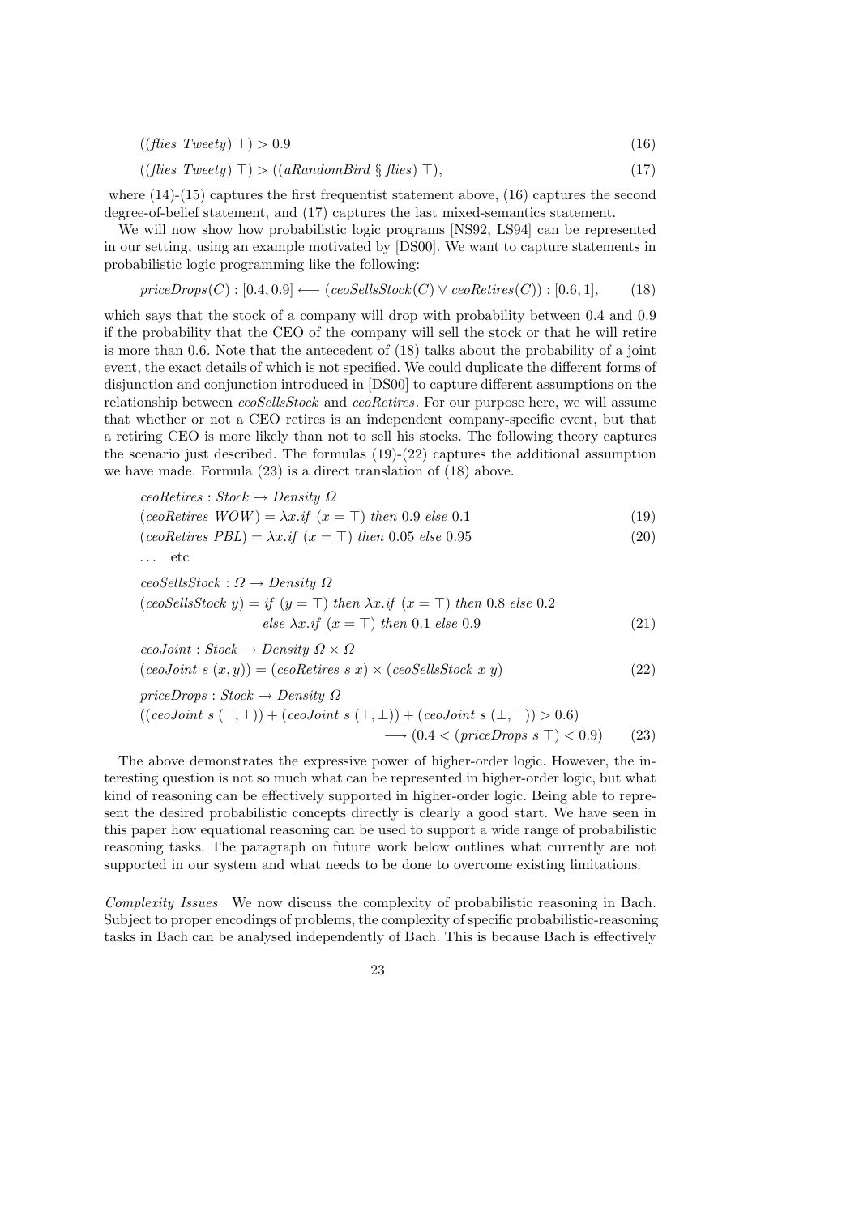$$((\mathit{flies}\ \mathit{Tweety})\ \top) > 0.9 \tag{16}$$

$$((\mathit{flies}\ \mathit{Tweety})\ \top) > ((\mathit{aRandomBird}\ \S\ \mathit{flies})\ \top), \tag{17}$$

where (14)-(15) captures the first frequentist statement above, (16) captures the second degree-of-belief statement, and (17) captures the last mixed-semantics statement.

We will now show how probabilistic logic programs [NS92, LS94] can be represented in our setting, using an example motivated by [DS00]. We want to capture statements in probabilistic logic programming like the following:

$$\mathit{priceDrops}(C) : [0.4, 0.9] \longleftarrow (\mathit{ceoSellsStock}(C) \vee \mathit{ceoRetires}(C)) : [0.6, 1], \tag{18}$$

which says that the stock of a company will drop with probability between 0.4 and 0.9 if the probability that the CEO of the company will sell the stock or that he will retire is more than 0.6. Note that the antecedent of (18) talks about the probability of a joint event, the exact details of which is not specified. We could duplicate the different forms of disjunction and conjunction introduced in [DS00] to capture different assumptions on the relationship between *ceoSellsStock* and *ceoRetires*. For our purpose here, we will assume that whether or not a CEO retires is an independent company-specific event, but that a retiring CEO is more likely than not to sell his stocks. The following theory captures the scenario just described. The formulas (19)-(22) captures the additional assumption we have made. Formula (23) is a direct translation of (18) above.

$$\mathit{ceoRetires} : \mathit{Stock} \rightarrow \mathit{Density}\ \Omega$$

$$(\mathit{ceoRetires}\ \mathit{WOW}) = \lambda x.\mathit{if}\ (x = \top)\ \mathit{then}\ 0.9\ \mathit{else}\ 0.1 \tag{19}$$

$$(\mathit{ceoRetires}\ \mathit{PBL}) = \lambda x.\mathit{if}\ (x = \top)\ \mathit{then}\ 0.05\ \mathit{else}\ 0.95 \tag{20}$$

$\ldots$ etc

$$\mathit{ceoSellsStock} : \Omega \rightarrow \mathit{Density}\ \Omega$$

$$\begin{aligned}(\mathit{ceoSellsStock}\ y) = \mathit{if}\ (y = \top)\ \mathit{then}\ &\lambda x.\mathit{if}\ (x = \top)\ \mathit{then}\ 0.8\ \mathit{else}\ 0.2 \\ \mathit{else}\ &\lambda x.\mathit{if}\ (x = \top)\ \mathit{then}\ 0.1\ \mathit{else}\ 0.9\end{aligned} \tag{21}$$

$$\mathit{ceoJoint} : \mathit{Stock} \rightarrow \mathit{Density}\ \Omega \times \Omega$$

$$(\mathit{ceoJoint}\ s\ (x, y)) = (\mathit{ceoRetires}\ s\ x) \times (\mathit{ceoSellsStock}\ x\ y) \tag{22}$$

$$\mathit{priceDrops} : \mathit{Stock} \rightarrow \mathit{Density}\ \Omega$$

$$\begin{aligned}((\mathit{ceoJoint}\ s\ (\top, \top)) + (\mathit{ceoJoint}\ s\ (\top, \bot)) + (\mathit{ceoJoint}\ s\ (\bot, \top)) > 0.6) \\ \longrightarrow (0.4 < (\mathit{priceDrops}\ s\ \top) < 0.9)\end{aligned} \tag{23}$$

The above demonstrates the expressive power of higher-order logic. However, the interesting question is not so much what can be represented in higher-order logic, but what kind of reasoning can be effectively supported in higher-order logic. Being able to represent the desired probabilistic concepts directly is clearly a good start. We have seen in this paper how equational reasoning can be used to support a wide range of probabilistic reasoning tasks. The paragraph on future work below outlines what currently are not supported in our system and what needs to be done to overcome existing limitations.

*Complexity Issues* We now discuss the complexity of probabilistic reasoning in Bach. Subject to proper encodings of problems, the complexity of specific probabilistic-reasoning tasks in Bach can be analysed independently of Bach. This is because Bach is effectively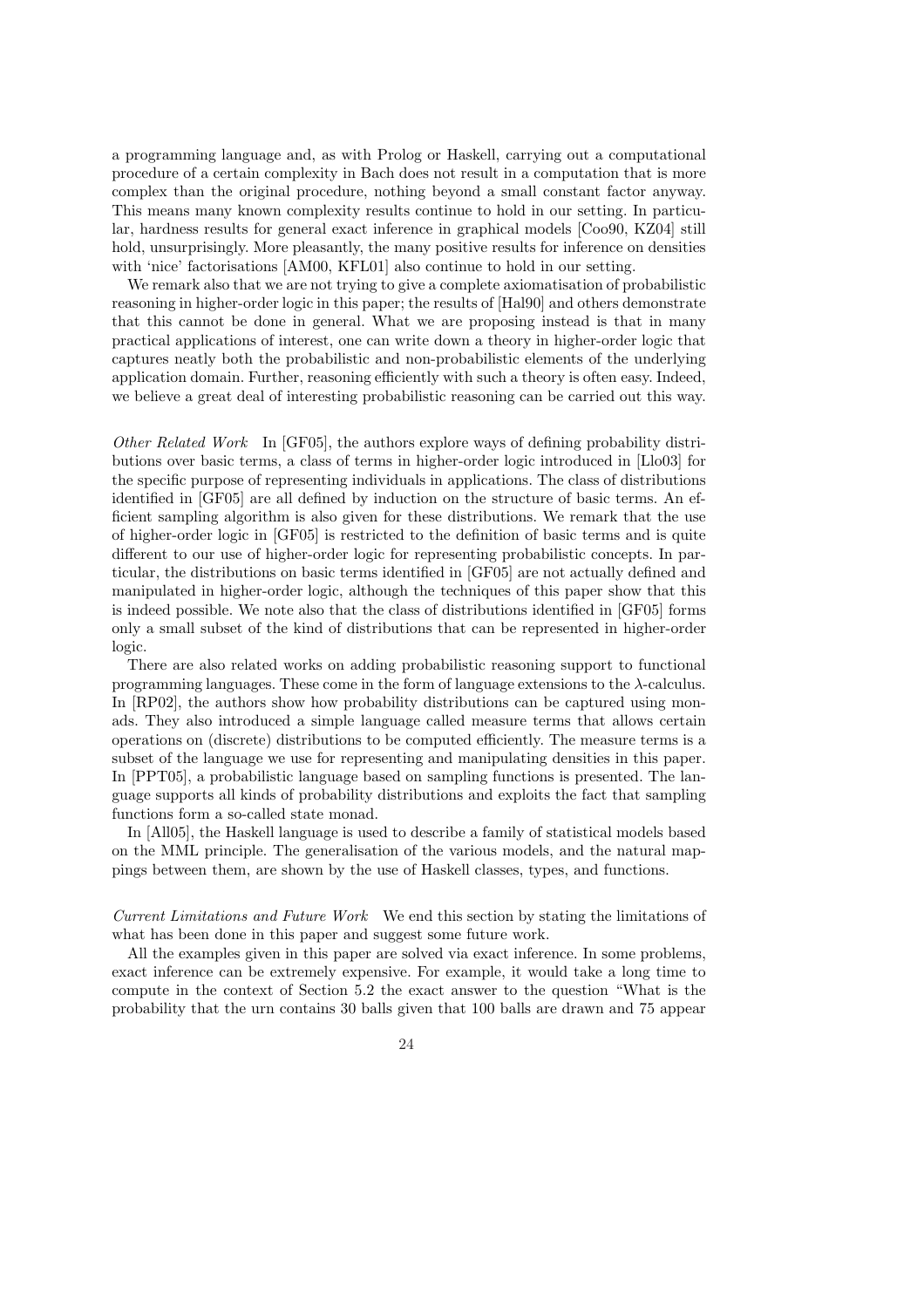a programming language and, as with Prolog or Haskell, carrying out a computational procedure of a certain complexity in Bach does not result in a computation that is more complex than the original procedure, nothing beyond a small constant factor anyway. This means many known complexity results continue to hold in our setting. In particular, hardness results for general exact inference in graphical models [Coo90, KZ04] still hold, unsurprisingly. More pleasantly, the many positive results for inference on densities with 'nice' factorisations [AM00, KFL01] also continue to hold in our setting.

We remark also that we are not trying to give a complete axiomatisation of probabilistic reasoning in higher-order logic in this paper; the results of [Hal90] and others demonstrate that this cannot be done in general. What we are proposing instead is that in many practical applications of interest, one can write down a theory in higher-order logic that captures neatly both the probabilistic and non-probabilistic elements of the underlying application domain. Further, reasoning efficiently with such a theory is often easy. Indeed, we believe a great deal of interesting probabilistic reasoning can be carried out this way.

*Other Related Work* In [GF05], the authors explore ways of defining probability distributions over basic terms, a class of terms in higher-order logic introduced in [Llo03] for the specific purpose of representing individuals in applications. The class of distributions identified in [GF05] are all defined by induction on the structure of basic terms. An efficient sampling algorithm is also given for these distributions. We remark that the use of higher-order logic in [GF05] is restricted to the definition of basic terms and is quite different to our use of higher-order logic for representing probabilistic concepts. In particular, the distributions on basic terms identified in [GF05] are not actually defined and manipulated in higher-order logic, although the techniques of this paper show that this is indeed possible. We note also that the class of distributions identified in [GF05] forms only a small subset of the kind of distributions that can be represented in higher-order logic.

There are also related works on adding probabilistic reasoning support to functional programming languages. These come in the form of language extensions to the $\lambda$-calculus. In [RP02], the authors show how probability distributions can be captured using monads. They also introduced a simple language called measure terms that allows certain operations on (discrete) distributions to be computed efficiently. The measure terms is a subset of the language we use for representing and manipulating densities in this paper. In [PPT05], a probabilistic language based on sampling functions is presented. The language supports all kinds of probability distributions and exploits the fact that sampling functions form a so-called state monad.

In [All05], the Haskell language is used to describe a family of statistical models based on the MML principle. The generalisation of the various models, and the natural mappings between them, are shown by the use of Haskell classes, types, and functions.

*Current Limitations and Future Work* We end this section by stating the limitations of what has been done in this paper and suggest some future work.

All the examples given in this paper are solved via exact inference. In some problems, exact inference can be extremely expensive. For example, it would take a long time to compute in the context of Section 5.2 the exact answer to the question "What is the probability that the urn contains 30 balls given that 100 balls are drawn and 75 appear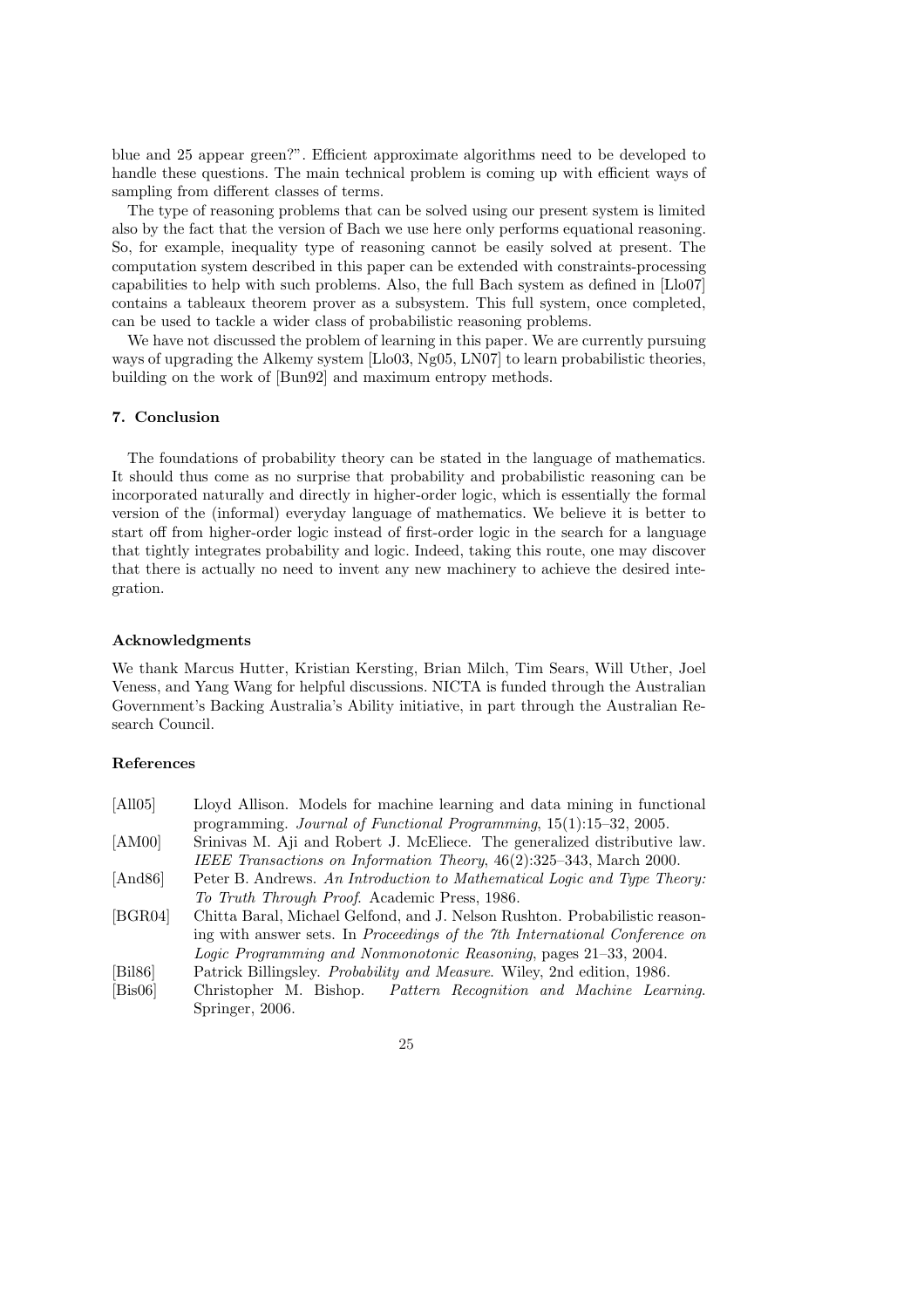blue and 25 appear green?". Efficient approximate algorithms need to be developed to handle these questions. The main technical problem is coming up with efficient ways of sampling from different classes of terms.

The type of reasoning problems that can be solved using our present system is limited also by the fact that the version of Bach we use here only performs equational reasoning. So, for example, inequality type of reasoning cannot be easily solved at present. The computation system described in this paper can be extended with constraints-processing capabilities to help with such problems. Also, the full Bach system as defined in [Llo07] contains a tableaux theorem prover as a subsystem. This full system, once completed, can be used to tackle a wider class of probabilistic reasoning problems.

We have not discussed the problem of learning in this paper. We are currently pursuing ways of upgrading the Alkemy system [Llo03, Ng05, LN07] to learn probabilistic theories, building on the work of [Bun92] and maximum entropy methods.

## 7. Conclusion

The foundations of probability theory can be stated in the language of mathematics. It should thus come as no surprise that probability and probabilistic reasoning can be incorporated naturally and directly in higher-order logic, which is essentially the formal version of the (informal) everyday language of mathematics. We believe it is better to start off from higher-order logic instead of first-order logic in the search for a language that tightly integrates probability and logic. Indeed, taking this route, one may discover that there is actually no need to invent any new machinery to achieve the desired integration.

## Acknowledgments

We thank Marcus Hutter, Kristian Kersting, Brian Milch, Tim Sears, Will Uther, Joel Veness, and Yang Wang for helpful discussions. NICTA is funded through the Australian Government's Backing Australia's Ability initiative, in part through the Australian Research Council.

## References

[All05] Lloyd Allison. Models for machine learning and data mining in functional programming. *Journal of Functional Programming*, 15(1):15–32, 2005.

[AM00] Srinivas M. Aji and Robert J. McEliece. The generalized distributive law. *IEEE Transactions on Information Theory*, 46(2):325–343, March 2000.

[And86] Peter B. Andrews. *An Introduction to Mathematical Logic and Type Theory: To Truth Through Proof*. Academic Press, 1986.

[BGR04] Chitta Baral, Michael Gelfond, and J. Nelson Rushton. Probabilistic reasoning with answer sets. In *Proceedings of the 7th International Conference on Logic Programming and Nonmonotonic Reasoning*, pages 21–33, 2004.

[Bil86] Patrick Billingsley. *Probability and Measure*. Wiley, 2nd edition, 1986.

[Bis06] Christopher M. Bishop. *Pattern Recognition and Machine Learning*. Springer, 2006.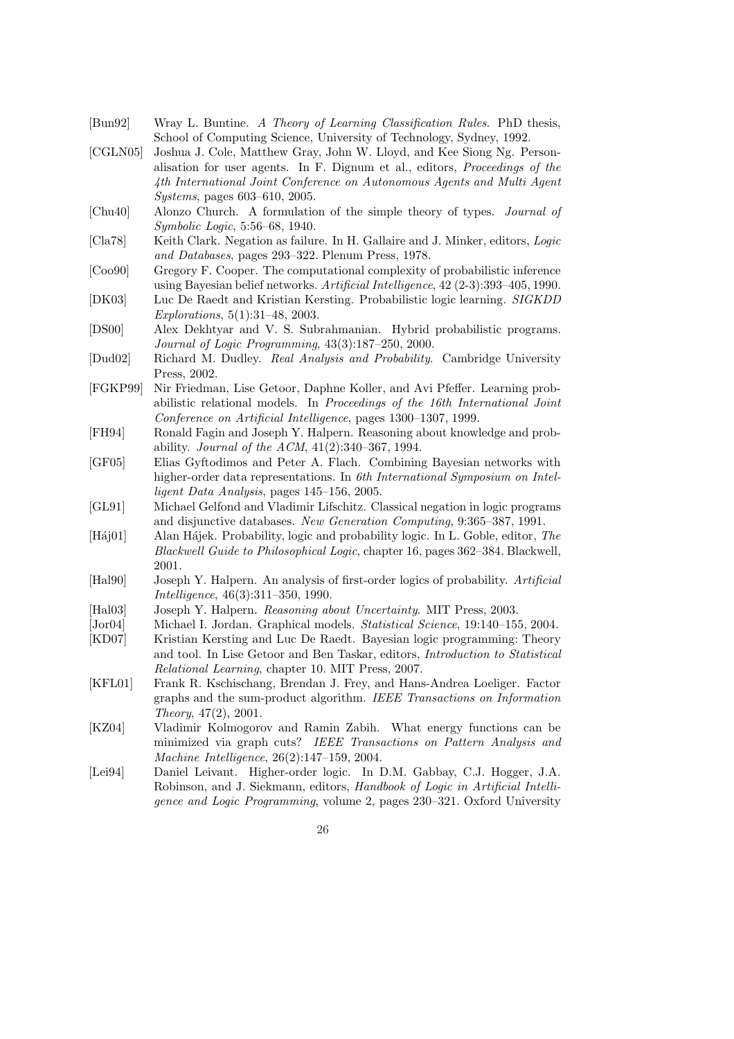[Bun92] Wray L. Buntine. *A Theory of Learning Classification Rules*. PhD thesis, School of Computing Science, University of Technology, Sydney, 1992.

[CGLN05] Joshua J. Cole, Matthew Gray, John W. Lloyd, and Kee Siong Ng. Personalisation for user agents. In F. Dignum et al., editors, *Proceedings of the 4th International Joint Conference on Autonomous Agents and Multi Agent Systems*, pages 603–610, 2005.

[Chu40] Alonzo Church. A formulation of the simple theory of types. *Journal of Symbolic Logic*, 5:56–68, 1940.

[Cla78] Keith Clark. Negation as failure. In H. Gallaire and J. Minker, editors, *Logic and Databases*, pages 293–322. Plenum Press, 1978.

[Coo90] Gregory F. Cooper. The computational complexity of probabilistic inference using Bayesian belief networks. *Artificial Intelligence*, 42 (2-3):393–405, 1990.

[DK03] Luc De Raedt and Kristian Kersting. Probabilistic logic learning. *SIGKDD Explorations*, 5(1):31–48, 2003.

[DS00] Alex Dekhtyar and V. S. Subrahmanian. Hybrid probabilistic programs. *Journal of Logic Programming*, 43(3):187–250, 2000.

[Dud02] Richard M. Dudley. *Real Analysis and Probability*. Cambridge University Press, 2002.

[FGKP99] Nir Friedman, Lise Getoor, Daphne Koller, and Avi Pfeffer. Learning probabilistic relational models. In *Proceedings of the 16th International Joint Conference on Artificial Intelligence*, pages 1300–1307, 1999.

[FH94] Ronald Fagin and Joseph Y. Halpern. Reasoning about knowledge and probability. *Journal of the ACM*, 41(2):340–367, 1994.

[GF05] Elias Gyftodimos and Peter A. Flach. Combining Bayesian networks with higher-order data representations. In *6th International Symposium on Intelligent Data Analysis*, pages 145–156, 2005.

[GL91] Michael Gelfond and Vladimir Lifschitz. Classical negation in logic programs and disjunctive databases. *New Generation Computing*, 9:365–387, 1991.

[Háj01] Alan Hájek. Probability, logic and probability logic. In L. Goble, editor, *The Blackwell Guide to Philosophical Logic*, chapter 16, pages 362–384. Blackwell, 2001.

[Hal90] Joseph Y. Halpern. An analysis of first-order logics of probability. *Artificial Intelligence*, 46(3):311–350, 1990.

[Hal03] Joseph Y. Halpern. *Reasoning about Uncertainty*. MIT Press, 2003.

[Jor04] Michael I. Jordan. Graphical models. *Statistical Science*, 19:140–155, 2004.

[KD07] Kristian Kersting and Luc De Raedt. Bayesian logic programming: Theory and tool. In Lise Getoor and Ben Taskar, editors, *Introduction to Statistical Relational Learning*, chapter 10. MIT Press, 2007.

[KFL01] Frank R. Kschischang, Brendan J. Frey, and Hans-Andrea Loeliger. Factor graphs and the sum-product algorithm. *IEEE Transactions on Information Theory*, 47(2), 2001.

[KZ04] Vladimir Kolmogorov and Ramin Zabih. What energy functions can be minimized via graph cuts? *IEEE Transactions on Pattern Analysis and Machine Intelligence*, 26(2):147–159, 2004.

[Lei94] Daniel Leivant. Higher-order logic. In D.M. Gabbay, C.J. Hogger, J.A. Robinson, and J. Siekmann, editors, *Handbook of Logic in Artificial Intelligence and Logic Programming*, volume 2, pages 230–321. Oxford University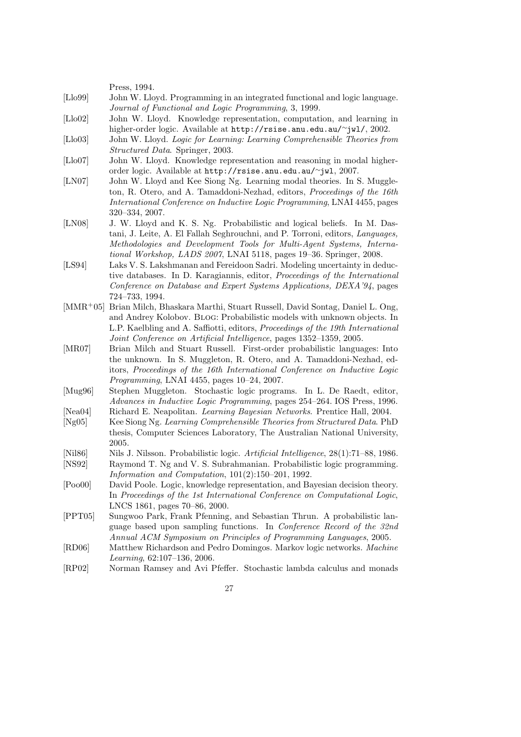Press, 1994.

[Llo99] John W. Lloyd. Programming in an integrated functional and logic language. *Journal of Functional and Logic Programming*, 3, 1999.

[Llo02] John W. Lloyd. Knowledge representation, computation, and learning in higher-order logic. Available at `http://rsise.anu.edu.au/~jwl/`, 2002.

[Llo03] John W. Lloyd. *Logic for Learning: Learning Comprehensible Theories from Structured Data*. Springer, 2003.

[Llo07] John W. Lloyd. Knowledge representation and reasoning in modal higher-order logic. Available at `http://rsise.anu.edu.au/~jwl`, 2007.

[LN07] John W. Lloyd and Kee Siong Ng. Learning modal theories. In S. Muggleton, R. Otero, and A. Tamaddoni-Nezhad, editors, *Proceedings of the 16th International Conference on Inductive Logic Programming*, LNAI 4455, pages 320–334, 2007.

[LN08] J. W. Lloyd and K. S. Ng. Probabilistic and logical beliefs. In M. Dastani, J. Leite, A. El Fallah Seghrouchni, and P. Torroni, editors, *Languages, Methodologies and Development Tools for Multi-Agent Systems, International Workshop, LADS 2007*, LNAI 5118, pages 19–36. Springer, 2008.

[LS94] Laks V. S. Lakshmanan and Fereidoon Sadri. Modeling uncertainty in deductive databases. In D. Karagiannis, editor, *Proceedings of the International Conference on Database and Expert Systems Applications, DEXA'94*, pages 724–733, 1994.

[MMR+05] Brian Milch, Bhaskara Marthi, Stuart Russell, David Sontag, Daniel L. Ong, and Andrey Kolobov. Blog: Probabilistic models with unknown objects. In L.P. Kaelbling and A. Saffiotti, editors, *Proceedings of the 19th International Joint Conference on Artificial Intelligence*, pages 1352–1359, 2005.

[MR07] Brian Milch and Stuart Russell. First-order probabilistic languages: Into the unknown. In S. Muggleton, R. Otero, and A. Tamaddoni-Nezhad, editors, *Proceedings of the 16th International Conference on Inductive Logic Programming*, LNAI 4455, pages 10–24, 2007.

[Mug96] Stephen Muggleton. Stochastic logic programs. In L. De Raedt, editor, *Advances in Inductive Logic Programming*, pages 254–264. IOS Press, 1996.

[Nea04] Richard E. Neapolitan. *Learning Bayesian Networks*. Prentice Hall, 2004.

[Ng05] Kee Siong Ng. *Learning Comprehensible Theories from Structured Data*. PhD thesis, Computer Sciences Laboratory, The Australian National University, 2005.

[Nil86] Nils J. Nilsson. Probabilistic logic. *Artificial Intelligence*, 28(1):71–88, 1986.

[NS92] Raymond T. Ng and V. S. Subrahmanian. Probabilistic logic programming. *Information and Computation*, 101(2):150–201, 1992.

[Poo00] David Poole. Logic, knowledge representation, and Bayesian decision theory. In *Proceedings of the 1st International Conference on Computational Logic*, LNCS 1861, pages 70–86, 2000.

[PPT05] Sungwoo Park, Frank Pfenning, and Sebastian Thrun. A probabilistic language based upon sampling functions. In *Conference Record of the 32nd Annual ACM Symposium on Principles of Programming Languages*, 2005.

[RD06] Matthew Richardson and Pedro Domingos. Markov logic networks. *Machine Learning*, 62:107–136, 2006.

[RP02] Norman Ramsey and Avi Pfeffer. Stochastic lambda calculus and monads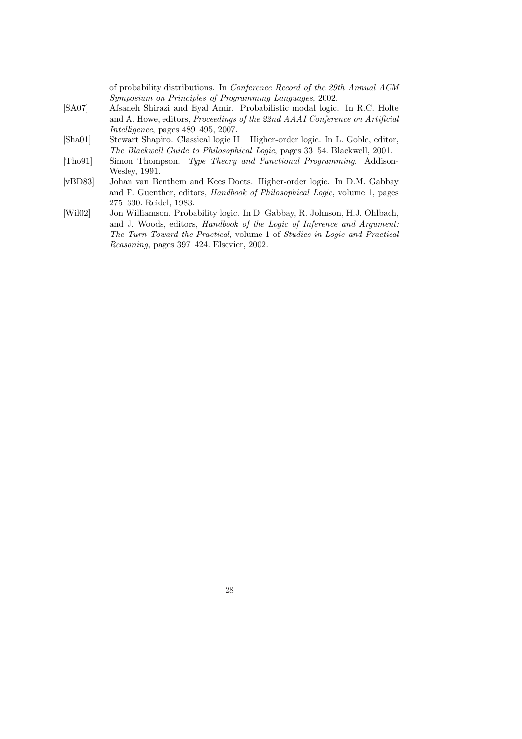of probability distributions. In *Conference Record of the 29th Annual ACM Symposium on Principles of Programming Languages*, 2002.

[SA07] Afsaneh Shirazi and Eyal Amir. Probabilistic modal logic. In R.C. Holte and A. Howe, editors, *Proceedings of the 22nd AAAI Conference on Artificial Intelligence*, pages 489–495, 2007.

[Sha01] Stewart Shapiro. Classical logic II – Higher-order logic. In L. Goble, editor, *The Blackwell Guide to Philosophical Logic*, pages 33–54. Blackwell, 2001.

[Tho91] Simon Thompson. *Type Theory and Functional Programming*. Addison-Wesley, 1991.

[vBD83] Johan van Benthem and Kees Doets. Higher-order logic. In D.M. Gabbay and F. Guenther, editors, *Handbook of Philosophical Logic*, volume 1, pages 275–330. Reidel, 1983.

[Wil02] Jon Williamson. Probability logic. In D. Gabbay, R. Johnson, H.J. Ohlbach, and J. Woods, editors, *Handbook of the Logic of Inference and Argument: The Turn Toward the Practical*, volume 1 of *Studies in Logic and Practical Reasoning*, pages 397–424. Elsevier, 2002.